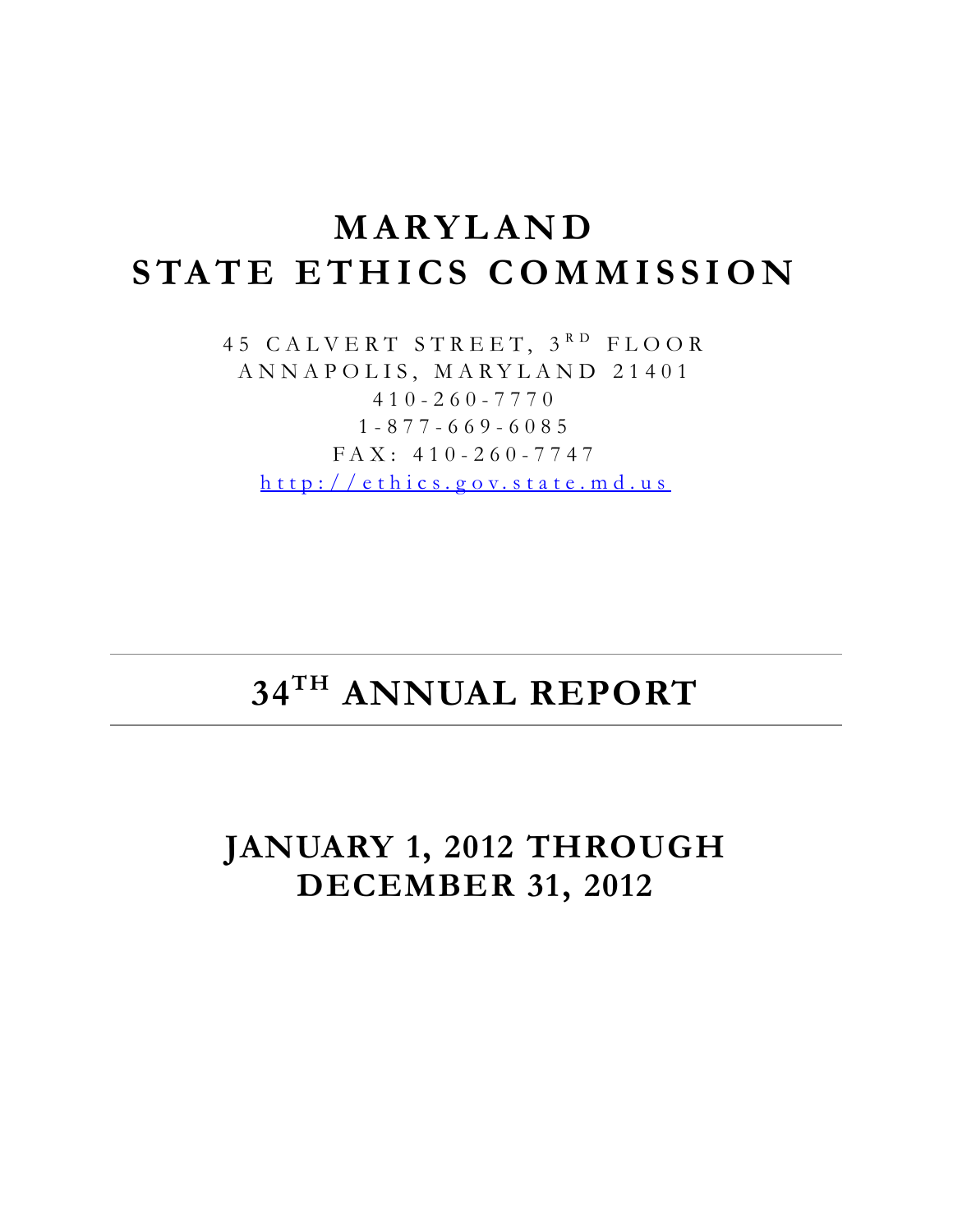# MARYLAND STATE ETHICS COMMISSION

45 CALVERT STREET, 3RD FLOOR
ANNAPOLIS, MARYLAND 21401
410-260-7770
1-877-669-6085
FAX: 410-260-7747
http://ethics.gov.state.md.us

---

## 34TH ANNUAL REPORT

---

## JANUARY 1, 2012 THROUGH DECEMBER 31, 2012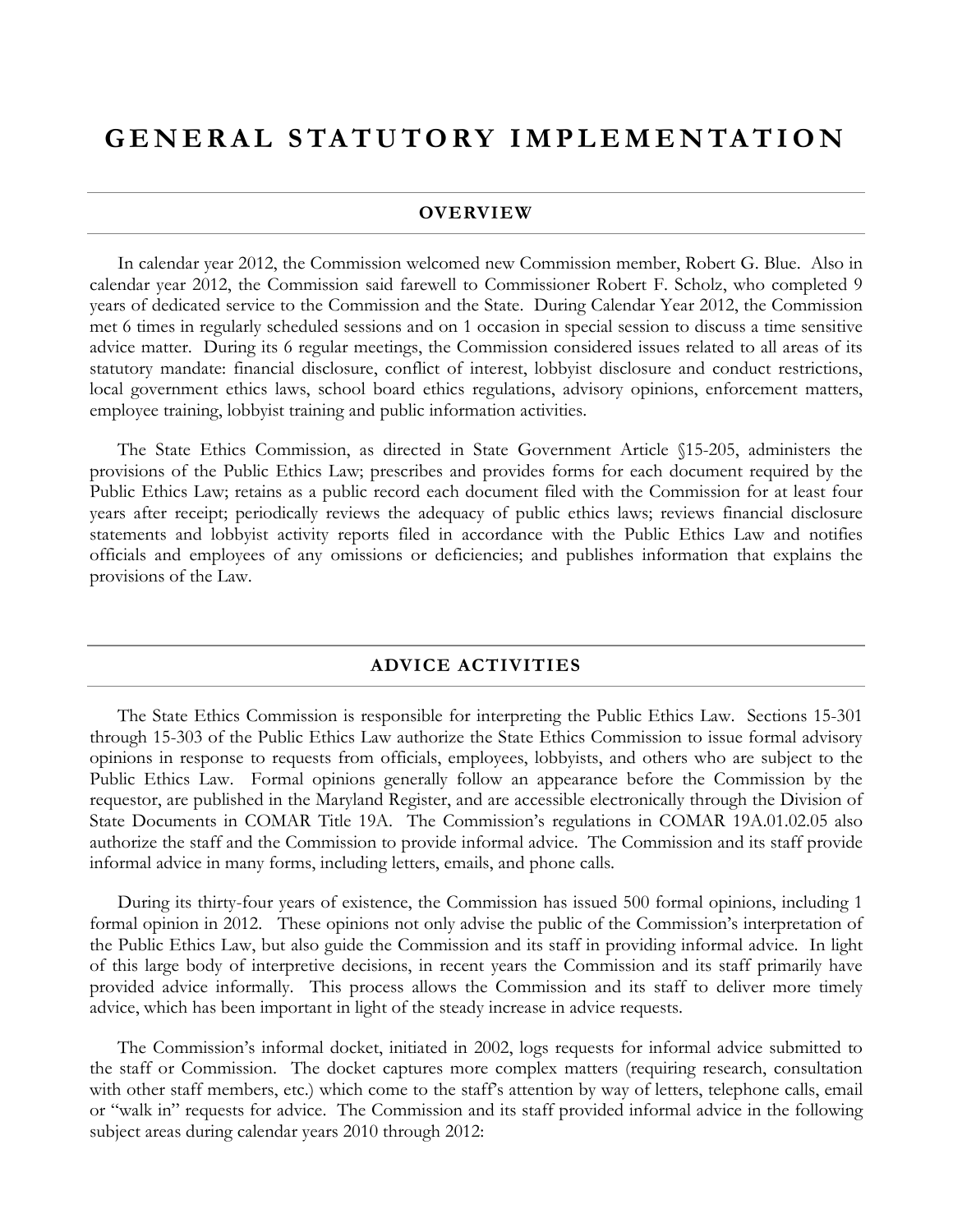# GENERAL STATUTORY IMPLEMENTATION

## OVERVIEW

In calendar year 2012, the Commission welcomed new Commission member, Robert G. Blue. Also in calendar year 2012, the Commission said farewell to Commissioner Robert F. Scholz, who completed 9 years of dedicated service to the Commission and the State. During Calendar Year 2012, the Commission met 6 times in regularly scheduled sessions and on 1 occasion in special session to discuss a time sensitive advice matter. During its 6 regular meetings, the Commission considered issues related to all areas of its statutory mandate: financial disclosure, conflict of interest, lobbyist disclosure and conduct restrictions, local government ethics laws, school board ethics regulations, advisory opinions, enforcement matters, employee training, lobbyist training and public information activities.

The State Ethics Commission, as directed in State Government Article §15-205, administers the provisions of the Public Ethics Law; prescribes and provides forms for each document required by the Public Ethics Law; retains as a public record each document filed with the Commission for at least four years after receipt; periodically reviews the adequacy of public ethics laws; reviews financial disclosure statements and lobbyist activity reports filed in accordance with the Public Ethics Law and notifies officials and employees of any omissions or deficiencies; and publishes information that explains the provisions of the Law.

## ADVICE ACTIVITIES

The State Ethics Commission is responsible for interpreting the Public Ethics Law. Sections 15-301 through 15-303 of the Public Ethics Law authorize the State Ethics Commission to issue formal advisory opinions in response to requests from officials, employees, lobbyists, and others who are subject to the Public Ethics Law. Formal opinions generally follow an appearance before the Commission by the requestor, are published in the Maryland Register, and are accessible electronically through the Division of State Documents in COMAR Title 19A. The Commission's regulations in COMAR 19A.01.02.05 also authorize the staff and the Commission to provide informal advice. The Commission and its staff provide informal advice in many forms, including letters, emails, and phone calls.

During its thirty-four years of existence, the Commission has issued 500 formal opinions, including 1 formal opinion in 2012. These opinions not only advise the public of the Commission's interpretation of the Public Ethics Law, but also guide the Commission and its staff in providing informal advice. In light of this large body of interpretive decisions, in recent years the Commission and its staff primarily have provided advice informally. This process allows the Commission and its staff to deliver more timely advice, which has been important in light of the steady increase in advice requests.

The Commission's informal docket, initiated in 2002, logs requests for informal advice submitted to the staff or Commission. The docket captures more complex matters (requiring research, consultation with other staff members, etc.) which come to the staff's attention by way of letters, telephone calls, email or "walk in" requests for advice. The Commission and its staff provided informal advice in the following subject areas during calendar years 2010 through 2012: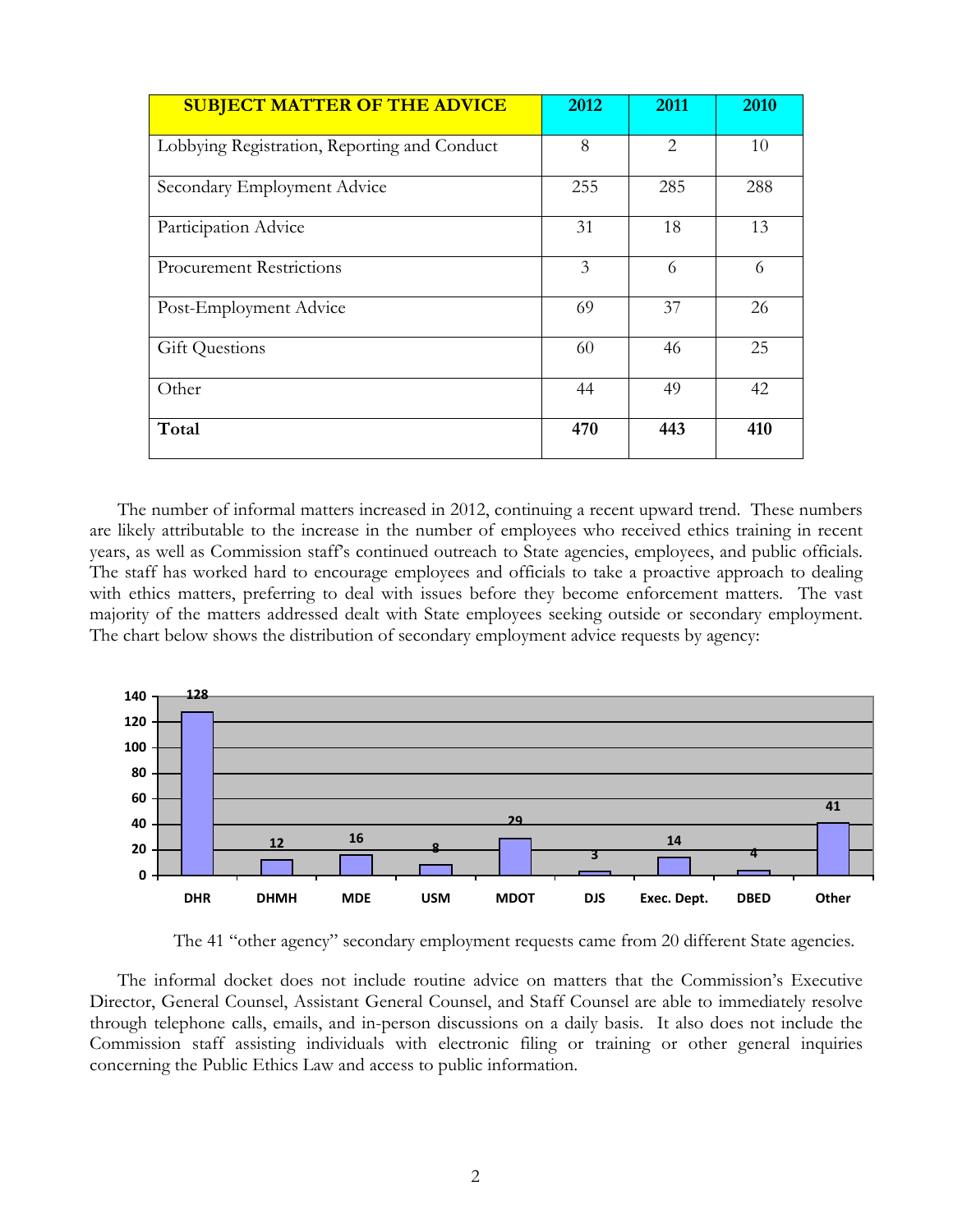| SUBJECT MATTER OF THE ADVICE | 2012 | 2011 | 2010 |
|---|---|---|---|
| Lobbying Registration, Reporting and Conduct | 8 | 2 | 10 |
| Secondary Employment Advice | 255 | 285 | 288 |
| Participation Advice | 31 | 18 | 13 |
| Procurement Restrictions | 3 | 6 | 6 |
| Post-Employment Advice | 69 | 37 | 26 |
| Gift Questions | 60 | 46 | 25 |
| Other | 44 | 49 | 42 |
| **Total** | **470** | **443** | **410** |

The number of informal matters increased in 2012, continuing a recent upward trend. These numbers are likely attributable to the increase in the number of employees who received ethics training in recent years, as well as Commission staff's continued outreach to State agencies, employees, and public officials. The staff has worked hard to encourage employees and officials to take a proactive approach to dealing with ethics matters, preferring to deal with issues before they become enforcement matters. The vast majority of the matters addressed dealt with State employees seeking outside or secondary employment. The chart below shows the distribution of secondary employment advice requests by agency:

| Agency | Requests |
|---|---|
| DHR | 128 |
| DHMH | 12 |
| MDE | 16 |
| USM | 8 |
| MDOT | 29 |
| DJS | 3 |
| Exec. Dept. | 14 |
| DBED | 4 |
| Other | 41 |

The 41 "other agency" secondary employment requests came from 20 different State agencies.

The informal docket does not include routine advice on matters that the Commission's Executive Director, General Counsel, Assistant General Counsel, and Staff Counsel are able to immediately resolve through telephone calls, emails, and in-person discussions on a daily basis. It also does not include the Commission staff assisting individuals with electronic filing or training or other general inquiries concerning the Public Ethics Law and access to public information.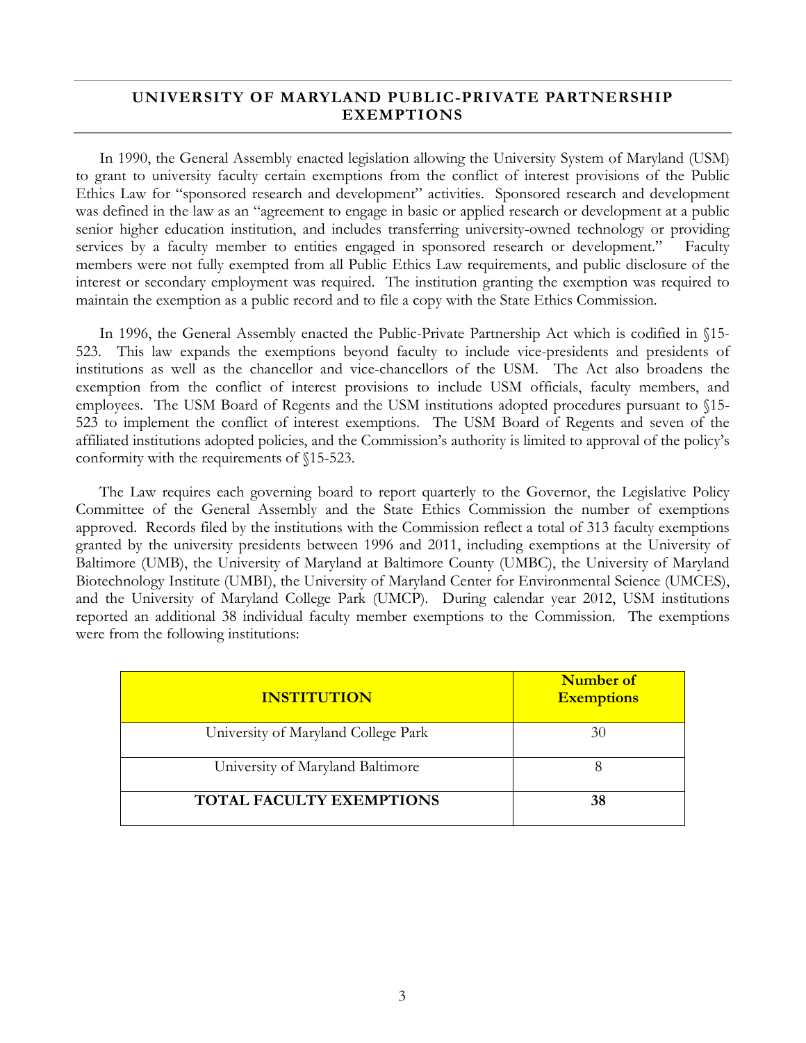## UNIVERSITY OF MARYLAND PUBLIC-PRIVATE PARTNERSHIP EXEMPTIONS

In 1990, the General Assembly enacted legislation allowing the University System of Maryland (USM) to grant to university faculty certain exemptions from the conflict of interest provisions of the Public Ethics Law for "sponsored research and development" activities. Sponsored research and development was defined in the law as an "agreement to engage in basic or applied research or development at a public senior higher education institution, and includes transferring university-owned technology or providing services by a faculty member to entities engaged in sponsored research or development." Faculty members were not fully exempted from all Public Ethics Law requirements, and public disclosure of the interest or secondary employment was required. The institution granting the exemption was required to maintain the exemption as a public record and to file a copy with the State Ethics Commission.

In 1996, the General Assembly enacted the Public-Private Partnership Act which is codified in §15-523. This law expands the exemptions beyond faculty to include vice-presidents and presidents of institutions as well as the chancellor and vice-chancellors of the USM. The Act also broadens the exemption from the conflict of interest provisions to include USM officials, faculty members, and employees. The USM Board of Regents and the USM institutions adopted procedures pursuant to §15-523 to implement the conflict of interest exemptions. The USM Board of Regents and seven of the affiliated institutions adopted policies, and the Commission's authority is limited to approval of the policy's conformity with the requirements of §15-523.

The Law requires each governing board to report quarterly to the Governor, the Legislative Policy Committee of the General Assembly and the State Ethics Commission the number of exemptions approved. Records filed by the institutions with the Commission reflect a total of 313 faculty exemptions granted by the university presidents between 1996 and 2011, including exemptions at the University of Baltimore (UMB), the University of Maryland at Baltimore County (UMBC), the University of Maryland Biotechnology Institute (UMBI), the University of Maryland Center for Environmental Science (UMCES), and the University of Maryland College Park (UMCP). During calendar year 2012, USM institutions reported an additional 38 individual faculty member exemptions to the Commission. The exemptions were from the following institutions:

| INSTITUTION | Number of Exemptions |
|---|---|
| University of Maryland College Park | 30 |
| University of Maryland Baltimore | 8 |
| **TOTAL FACULTY EXEMPTIONS** | **38** |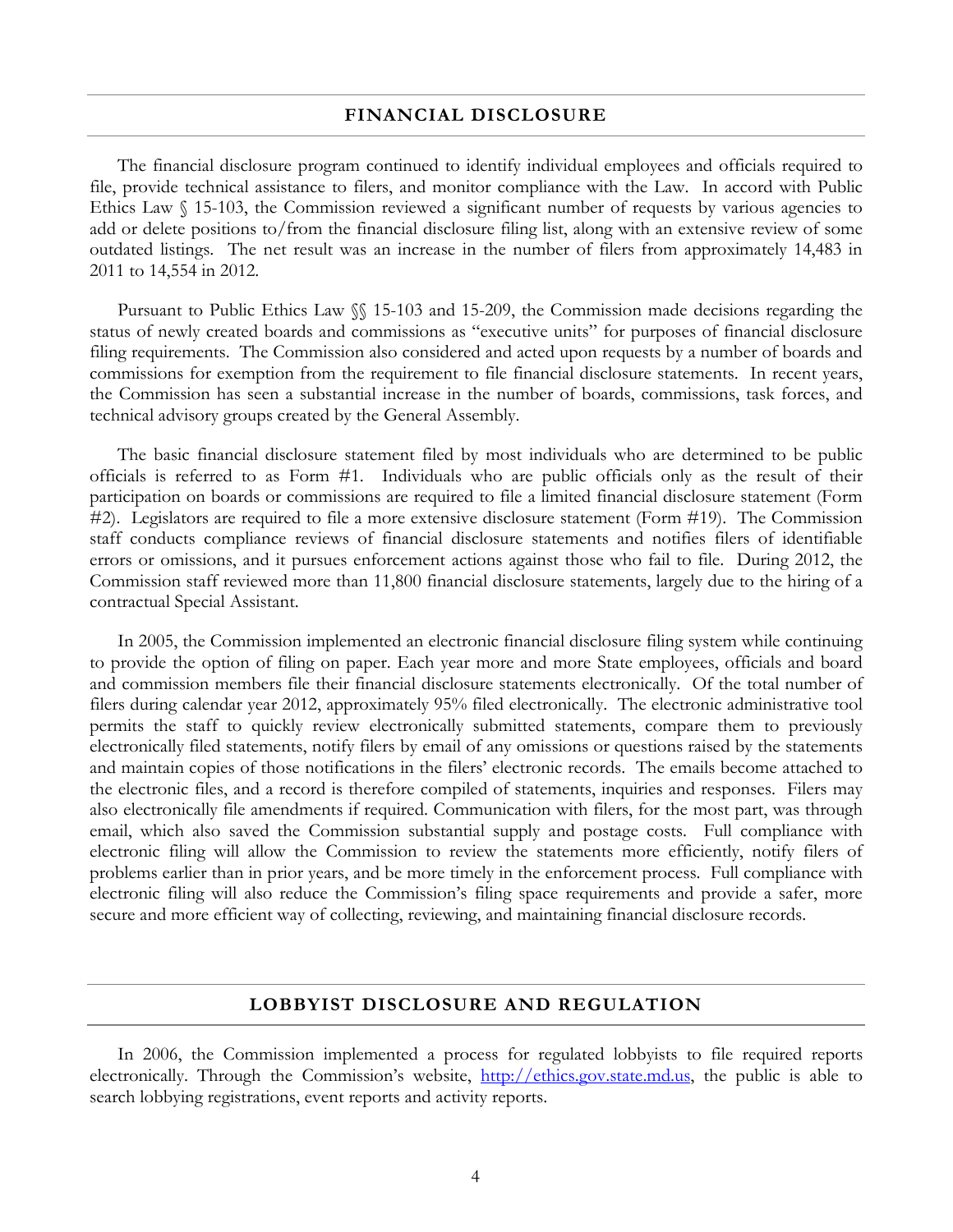## FINANCIAL DISCLOSURE

The financial disclosure program continued to identify individual employees and officials required to file, provide technical assistance to filers, and monitor compliance with the Law. In accord with Public Ethics Law § 15-103, the Commission reviewed a significant number of requests by various agencies to add or delete positions to/from the financial disclosure filing list, along with an extensive review of some outdated listings. The net result was an increase in the number of filers from approximately 14,483 in 2011 to 14,554 in 2012.

Pursuant to Public Ethics Law §§ 15-103 and 15-209, the Commission made decisions regarding the status of newly created boards and commissions as "executive units" for purposes of financial disclosure filing requirements. The Commission also considered and acted upon requests by a number of boards and commissions for exemption from the requirement to file financial disclosure statements. In recent years, the Commission has seen a substantial increase in the number of boards, commissions, task forces, and technical advisory groups created by the General Assembly.

The basic financial disclosure statement filed by most individuals who are determined to be public officials is referred to as Form #1. Individuals who are public officials only as the result of their participation on boards or commissions are required to file a limited financial disclosure statement (Form #2). Legislators are required to file a more extensive disclosure statement (Form #19). The Commission staff conducts compliance reviews of financial disclosure statements and notifies filers of identifiable errors or omissions, and it pursues enforcement actions against those who fail to file. During 2012, the Commission staff reviewed more than 11,800 financial disclosure statements, largely due to the hiring of a contractual Special Assistant.

In 2005, the Commission implemented an electronic financial disclosure filing system while continuing to provide the option of filing on paper. Each year more and more State employees, officials and board and commission members file their financial disclosure statements electronically. Of the total number of filers during calendar year 2012, approximately 95% filed electronically. The electronic administrative tool permits the staff to quickly review electronically submitted statements, compare them to previously electronically filed statements, notify filers by email of any omissions or questions raised by the statements and maintain copies of those notifications in the filers' electronic records. The emails become attached to the electronic files, and a record is therefore compiled of statements, inquiries and responses. Filers may also electronically file amendments if required. Communication with filers, for the most part, was through email, which also saved the Commission substantial supply and postage costs. Full compliance with electronic filing will allow the Commission to review the statements more efficiently, notify filers of problems earlier than in prior years, and be more timely in the enforcement process. Full compliance with electronic filing will also reduce the Commission's filing space requirements and provide a safer, more secure and more efficient way of collecting, reviewing, and maintaining financial disclosure records.

## LOBBYIST DISCLOSURE AND REGULATION

In 2006, the Commission implemented a process for regulated lobbyists to file required reports electronically. Through the Commission's website, [http://ethics.gov.state.md.us](http://ethics.gov.state.md.us), the public is able to search lobbying registrations, event reports and activity reports.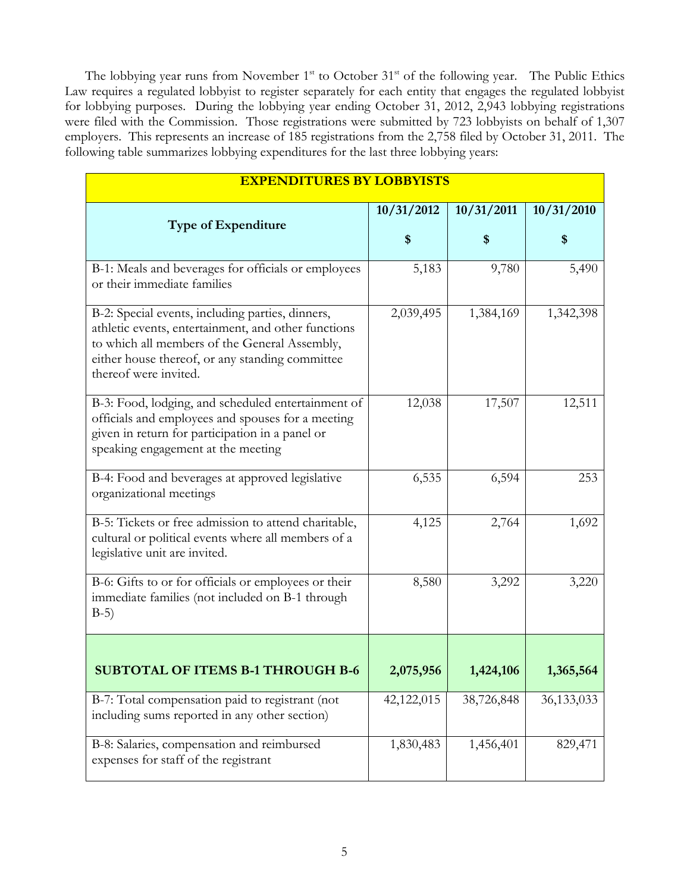The lobbying year runs from November 1st to October 31st of the following year. The Public Ethics Law requires a regulated lobbyist to register separately for each entity that engages the regulated lobbyist for lobbying purposes. During the lobbying year ending October 31, 2012, 2,943 lobbying registrations were filed with the Commission. Those registrations were submitted by 723 lobbyists on behalf of 1,307 employers. This represents an increase of 185 registrations from the 2,758 filed by October 31, 2011. The following table summarizes lobbying expenditures for the last three lobbying years:

| EXPENDITURES BY LOBBYISTS | | | |
|---|---|---|---|
| **Type of Expenditure** | **10/31/2012** **$** | **10/31/2011** **$** | **10/31/2010** **$** |
| B-1: Meals and beverages for officials or employees or their immediate families | 5,183 | 9,780 | 5,490 |
| B-2: Special events, including parties, dinners, athletic events, entertainment, and other functions to which all members of the General Assembly, either house thereof, or any standing committee thereof were invited. | 2,039,495 | 1,384,169 | 1,342,398 |
| B-3: Food, lodging, and scheduled entertainment of officials and employees and spouses for a meeting given in return for participation in a panel or speaking engagement at the meeting | 12,038 | 17,507 | 12,511 |
| B-4: Food and beverages at approved legislative organizational meetings | 6,535 | 6,594 | 253 |
| B-5: Tickets or free admission to attend charitable, cultural or political events where all members of a legislative unit are invited. | 4,125 | 2,764 | 1,692 |
| B-6: Gifts to or for officials or employees or their immediate families (not included on B-1 through B-5) | 8,580 | 3,292 | 3,220 |
| **SUBTOTAL OF ITEMS B-1 THROUGH B-6** | **2,075,956** | **1,424,106** | **1,365,564** |
| B-7: Total compensation paid to registrant (not including sums reported in any other section) | 42,122,015 | 38,726,848 | 36,133,033 |
| B-8: Salaries, compensation and reimbursed expenses for staff of the registrant | 1,830,483 | 1,456,401 | 829,471 |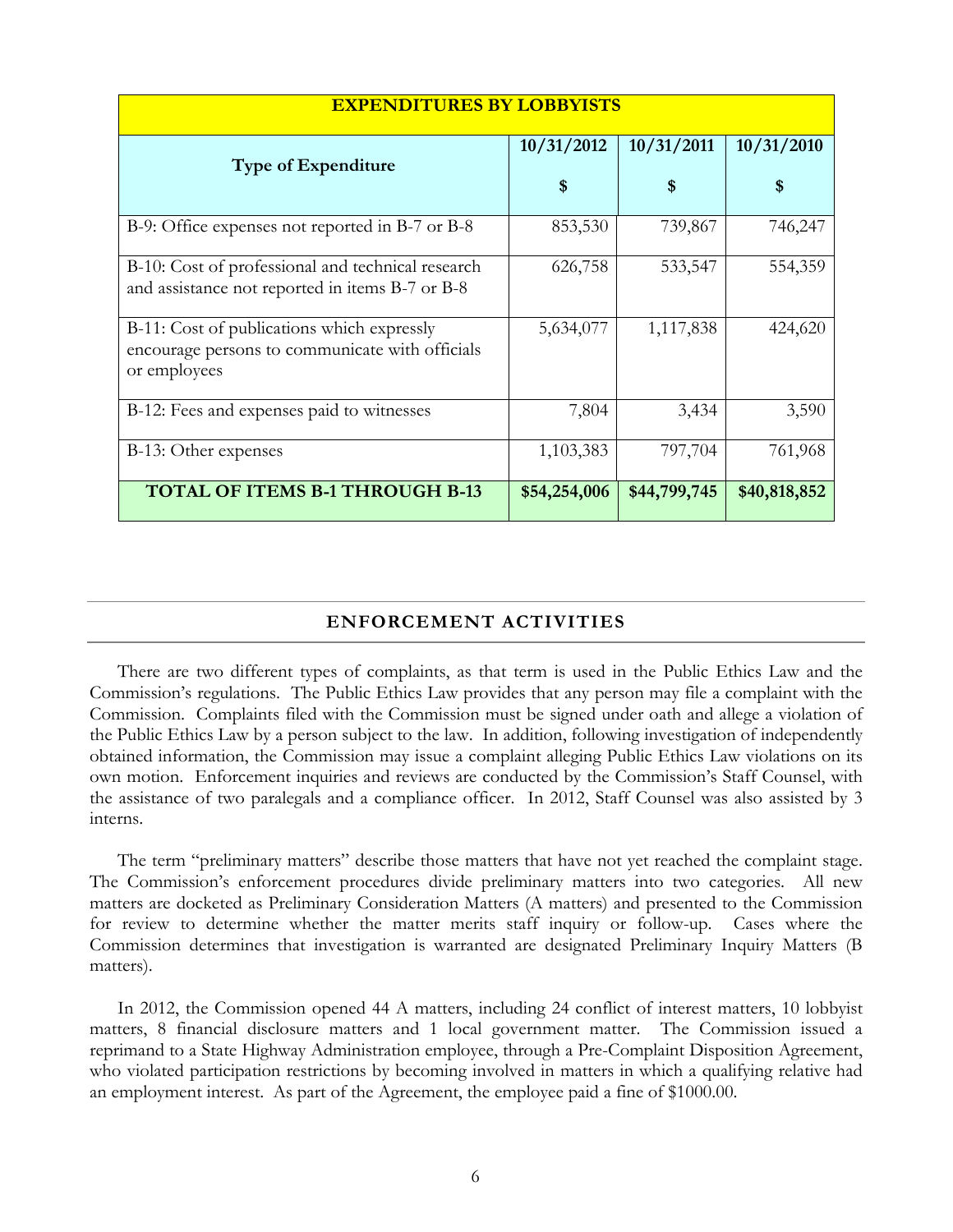| EXPENDITURES BY LOBBYISTS | | | |
|---|---|---|---|
| **Type of Expenditure** | **10/31/2012 $** | **10/31/2011 $** | **10/31/2010 $** |
| B-9: Office expenses not reported in B-7 or B-8 | 853,530 | 739,867 | 746,247 |
| B-10: Cost of professional and technical research and assistance not reported in items B-7 or B-8 | 626,758 | 533,547 | 554,359 |
| B-11: Cost of publications which expressly encourage persons to communicate with officials or employees | 5,634,077 | 1,117,838 | 424,620 |
| B-12: Fees and expenses paid to witnesses | 7,804 | 3,434 | 3,590 |
| B-13: Other expenses | 1,103,383 | 797,704 | 761,968 |
| **TOTAL OF ITEMS B-1 THROUGH B-13** | **$54,254,006** | **$44,799,745** | **$40,818,852** |

## ENFORCEMENT ACTIVITIES

There are two different types of complaints, as that term is used in the Public Ethics Law and the Commission's regulations. The Public Ethics Law provides that any person may file a complaint with the Commission. Complaints filed with the Commission must be signed under oath and allege a violation of the Public Ethics Law by a person subject to the law. In addition, following investigation of independently obtained information, the Commission may issue a complaint alleging Public Ethics Law violations on its own motion. Enforcement inquiries and reviews are conducted by the Commission's Staff Counsel, with the assistance of two paralegals and a compliance officer. In 2012, Staff Counsel was also assisted by 3 interns.

The term "preliminary matters" describe those matters that have not yet reached the complaint stage. The Commission's enforcement procedures divide preliminary matters into two categories. All new matters are docketed as Preliminary Consideration Matters (A matters) and presented to the Commission for review to determine whether the matter merits staff inquiry or follow-up. Cases where the Commission determines that investigation is warranted are designated Preliminary Inquiry Matters (B matters).

In 2012, the Commission opened 44 A matters, including 24 conflict of interest matters, 10 lobbyist matters, 8 financial disclosure matters and 1 local government matter. The Commission issued a reprimand to a State Highway Administration employee, through a Pre-Complaint Disposition Agreement, who violated participation restrictions by becoming involved in matters in which a qualifying relative had an employment interest. As part of the Agreement, the employee paid a fine of $1000.00.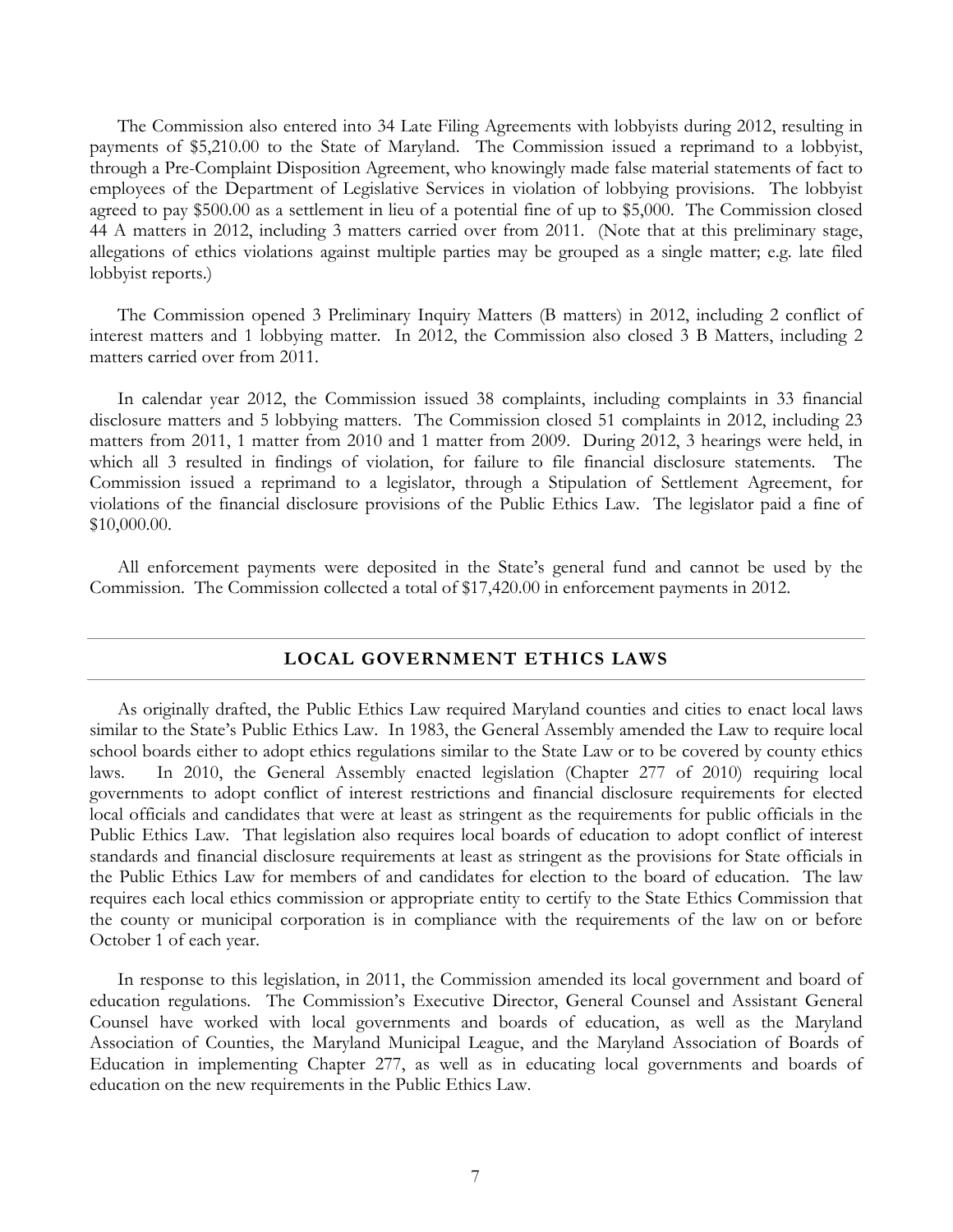The Commission also entered into 34 Late Filing Agreements with lobbyists during 2012, resulting in payments of $5,210.00 to the State of Maryland. The Commission issued a reprimand to a lobbyist, through a Pre-Complaint Disposition Agreement, who knowingly made false material statements of fact to employees of the Department of Legislative Services in violation of lobbying provisions. The lobbyist agreed to pay $500.00 as a settlement in lieu of a potential fine of up to $5,000. The Commission closed 44 A matters in 2012, including 3 matters carried over from 2011. (Note that at this preliminary stage, allegations of ethics violations against multiple parties may be grouped as a single matter; e.g. late filed lobbyist reports.)

The Commission opened 3 Preliminary Inquiry Matters (B matters) in 2012, including 2 conflict of interest matters and 1 lobbying matter. In 2012, the Commission also closed 3 B Matters, including 2 matters carried over from 2011.

In calendar year 2012, the Commission issued 38 complaints, including complaints in 33 financial disclosure matters and 5 lobbying matters. The Commission closed 51 complaints in 2012, including 23 matters from 2011, 1 matter from 2010 and 1 matter from 2009. During 2012, 3 hearings were held, in which all 3 resulted in findings of violation, for failure to file financial disclosure statements. The Commission issued a reprimand to a legislator, through a Stipulation of Settlement Agreement, for violations of the financial disclosure provisions of the Public Ethics Law. The legislator paid a fine of $10,000.00.

All enforcement payments were deposited in the State's general fund and cannot be used by the Commission. The Commission collected a total of $17,420.00 in enforcement payments in 2012.

## LOCAL GOVERNMENT ETHICS LAWS

As originally drafted, the Public Ethics Law required Maryland counties and cities to enact local laws similar to the State's Public Ethics Law. In 1983, the General Assembly amended the Law to require local school boards either to adopt ethics regulations similar to the State Law or to be covered by county ethics laws. In 2010, the General Assembly enacted legislation (Chapter 277 of 2010) requiring local governments to adopt conflict of interest restrictions and financial disclosure requirements for elected local officials and candidates that were at least as stringent as the requirements for public officials in the Public Ethics Law. That legislation also requires local boards of education to adopt conflict of interest standards and financial disclosure requirements at least as stringent as the provisions for State officials in the Public Ethics Law for members of and candidates for election to the board of education. The law requires each local ethics commission or appropriate entity to certify to the State Ethics Commission that the county or municipal corporation is in compliance with the requirements of the law on or before October 1 of each year.

In response to this legislation, in 2011, the Commission amended its local government and board of education regulations. The Commission's Executive Director, General Counsel and Assistant General Counsel have worked with local governments and boards of education, as well as the Maryland Association of Counties, the Maryland Municipal League, and the Maryland Association of Boards of Education in implementing Chapter 277, as well as in educating local governments and boards of education on the new requirements in the Public Ethics Law.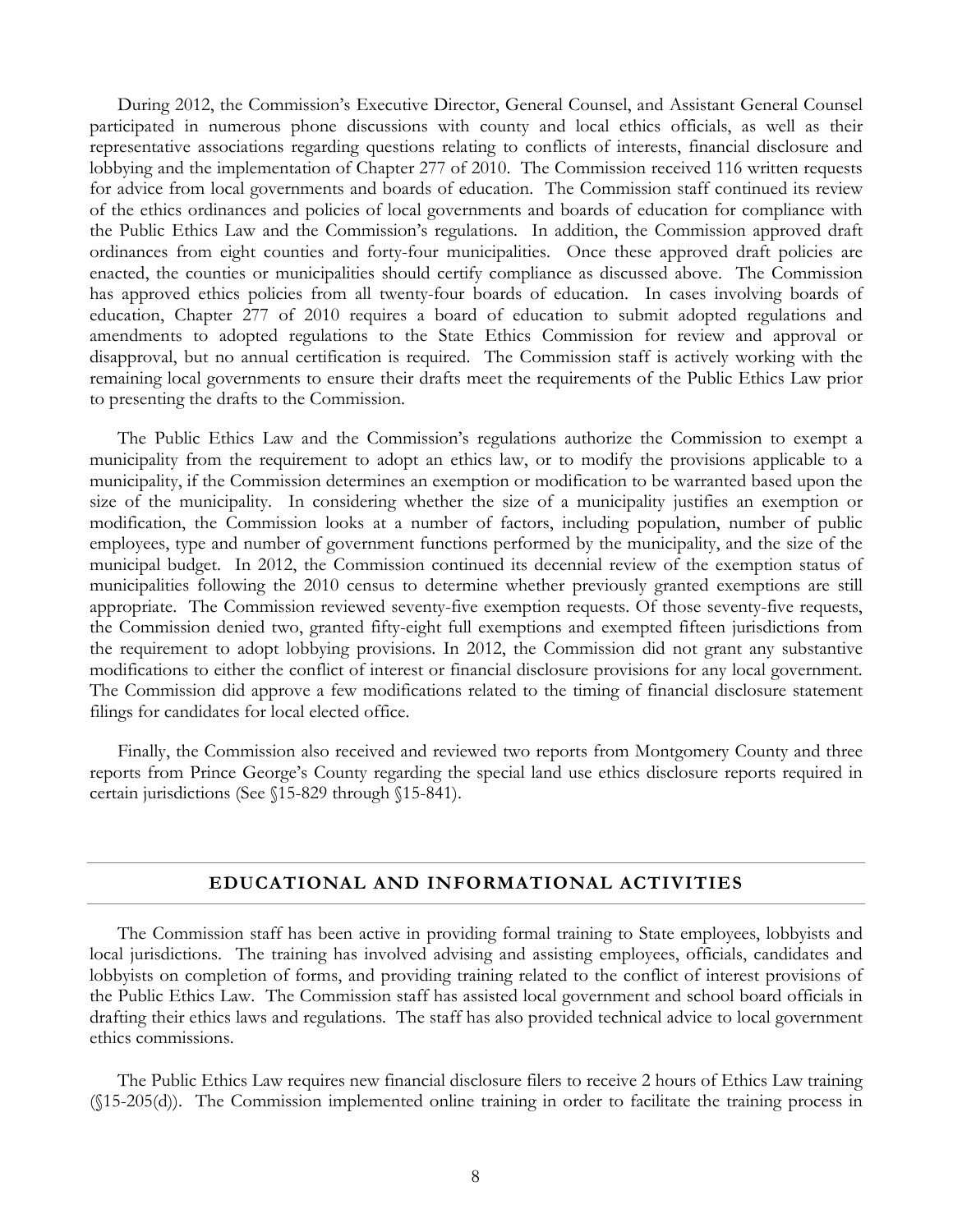During 2012, the Commission's Executive Director, General Counsel, and Assistant General Counsel participated in numerous phone discussions with county and local ethics officials, as well as their representative associations regarding questions relating to conflicts of interests, financial disclosure and lobbying and the implementation of Chapter 277 of 2010. The Commission received 116 written requests for advice from local governments and boards of education. The Commission staff continued its review of the ethics ordinances and policies of local governments and boards of education for compliance with the Public Ethics Law and the Commission's regulations. In addition, the Commission approved draft ordinances from eight counties and forty-four municipalities. Once these approved draft policies are enacted, the counties or municipalities should certify compliance as discussed above. The Commission has approved ethics policies from all twenty-four boards of education. In cases involving boards of education, Chapter 277 of 2010 requires a board of education to submit adopted regulations and amendments to adopted regulations to the State Ethics Commission for review and approval or disapproval, but no annual certification is required. The Commission staff is actively working with the remaining local governments to ensure their drafts meet the requirements of the Public Ethics Law prior to presenting the drafts to the Commission.

The Public Ethics Law and the Commission's regulations authorize the Commission to exempt a municipality from the requirement to adopt an ethics law, or to modify the provisions applicable to a municipality, if the Commission determines an exemption or modification to be warranted based upon the size of the municipality. In considering whether the size of a municipality justifies an exemption or modification, the Commission looks at a number of factors, including population, number of public employees, type and number of government functions performed by the municipality, and the size of the municipal budget. In 2012, the Commission continued its decennial review of the exemption status of municipalities following the 2010 census to determine whether previously granted exemptions are still appropriate. The Commission reviewed seventy-five exemption requests. Of those seventy-five requests, the Commission denied two, granted fifty-eight full exemptions and exempted fifteen jurisdictions from the requirement to adopt lobbying provisions. In 2012, the Commission did not grant any substantive modifications to either the conflict of interest or financial disclosure provisions for any local government. The Commission did approve a few modifications related to the timing of financial disclosure statement filings for candidates for local elected office.

Finally, the Commission also received and reviewed two reports from Montgomery County and three reports from Prince George's County regarding the special land use ethics disclosure reports required in certain jurisdictions (See §15-829 through §15-841).

## EDUCATIONAL AND INFORMATIONAL ACTIVITIES

The Commission staff has been active in providing formal training to State employees, lobbyists and local jurisdictions. The training has involved advising and assisting employees, officials, candidates and lobbyists on completion of forms, and providing training related to the conflict of interest provisions of the Public Ethics Law. The Commission staff has assisted local government and school board officials in drafting their ethics laws and regulations. The staff has also provided technical advice to local government ethics commissions.

The Public Ethics Law requires new financial disclosure filers to receive 2 hours of Ethics Law training (§15-205(d)). The Commission implemented online training in order to facilitate the training process in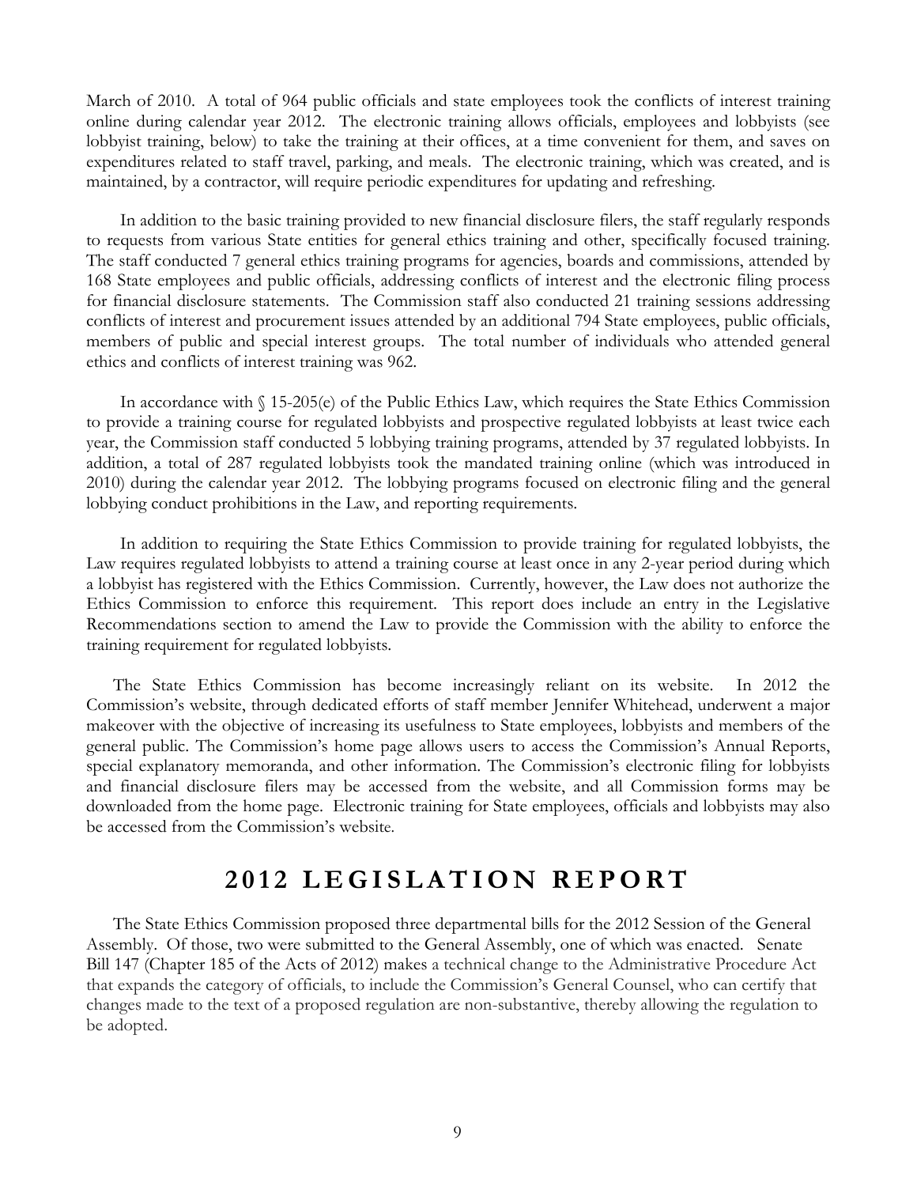March of 2010. A total of 964 public officials and state employees took the conflicts of interest training online during calendar year 2012. The electronic training allows officials, employees and lobbyists (see lobbyist training, below) to take the training at their offices, at a time convenient for them, and saves on expenditures related to staff travel, parking, and meals. The electronic training, which was created, and is maintained, by a contractor, will require periodic expenditures for updating and refreshing.

In addition to the basic training provided to new financial disclosure filers, the staff regularly responds to requests from various State entities for general ethics training and other, specifically focused training. The staff conducted 7 general ethics training programs for agencies, boards and commissions, attended by 168 State employees and public officials, addressing conflicts of interest and the electronic filing process for financial disclosure statements. The Commission staff also conducted 21 training sessions addressing conflicts of interest and procurement issues attended by an additional 794 State employees, public officials, members of public and special interest groups. The total number of individuals who attended general ethics and conflicts of interest training was 962.

In accordance with § 15-205(e) of the Public Ethics Law, which requires the State Ethics Commission to provide a training course for regulated lobbyists and prospective regulated lobbyists at least twice each year, the Commission staff conducted 5 lobbying training programs, attended by 37 regulated lobbyists. In addition, a total of 287 regulated lobbyists took the mandated training online (which was introduced in 2010) during the calendar year 2012. The lobbying programs focused on electronic filing and the general lobbying conduct prohibitions in the Law, and reporting requirements.

In addition to requiring the State Ethics Commission to provide training for regulated lobbyists, the Law requires regulated lobbyists to attend a training course at least once in any 2-year period during which a lobbyist has registered with the Ethics Commission. Currently, however, the Law does not authorize the Ethics Commission to enforce this requirement. This report does include an entry in the Legislative Recommendations section to amend the Law to provide the Commission with the ability to enforce the training requirement for regulated lobbyists.

The State Ethics Commission has become increasingly reliant on its website. In 2012 the Commission's website, through dedicated efforts of staff member Jennifer Whitehead, underwent a major makeover with the objective of increasing its usefulness to State employees, lobbyists and members of the general public. The Commission's home page allows users to access the Commission's Annual Reports, special explanatory memoranda, and other information. The Commission's electronic filing for lobbyists and financial disclosure filers may be accessed from the website, and all Commission forms may be downloaded from the home page. Electronic training for State employees, officials and lobbyists may also be accessed from the Commission's website.

# 2012 LEGISLATION REPORT

The State Ethics Commission proposed three departmental bills for the 2012 Session of the General Assembly. Of those, two were submitted to the General Assembly, one of which was enacted. Senate Bill 147 (Chapter 185 of the Acts of 2012) makes a technical change to the Administrative Procedure Act that expands the category of officials, to include the Commission's General Counsel, who can certify that changes made to the text of a proposed regulation are non-substantive, thereby allowing the regulation to be adopted.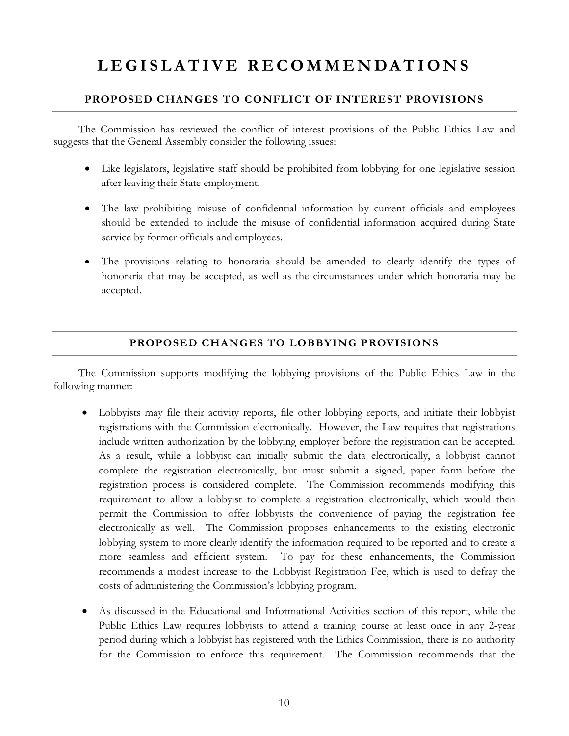# LEGISLATIVE RECOMMENDATIONS

## PROPOSED CHANGES TO CONFLICT OF INTEREST PROVISIONS

The Commission has reviewed the conflict of interest provisions of the Public Ethics Law and suggests that the General Assembly consider the following issues:

- Like legislators, legislative staff should be prohibited from lobbying for one legislative session after leaving their State employment.
- The law prohibiting misuse of confidential information by current officials and employees should be extended to include the misuse of confidential information acquired during State service by former officials and employees.
- The provisions relating to honoraria should be amended to clearly identify the types of honoraria that may be accepted, as well as the circumstances under which honoraria may be accepted.

## PROPOSED CHANGES TO LOBBYING PROVISIONS

The Commission supports modifying the lobbying provisions of the Public Ethics Law in the following manner:

- Lobbyists may file their activity reports, file other lobbying reports, and initiate their lobbyist registrations with the Commission electronically. However, the Law requires that registrations include written authorization by the lobbying employer before the registration can be accepted. As a result, while a lobbyist can initially submit the data electronically, a lobbyist cannot complete the registration electronically, but must submit a signed, paper form before the registration process is considered complete. The Commission recommends modifying this requirement to allow a lobbyist to complete a registration electronically, which would then permit the Commission to offer lobbyists the convenience of paying the registration fee electronically as well. The Commission proposes enhancements to the existing electronic lobbying system to more clearly identify the information required to be reported and to create a more seamless and efficient system. To pay for these enhancements, the Commission recommends a modest increase to the Lobbyist Registration Fee, which is used to defray the costs of administering the Commission's lobbying program.
- As discussed in the Educational and Informational Activities section of this report, while the Public Ethics Law requires lobbyists to attend a training course at least once in any 2-year period during which a lobbyist has registered with the Ethics Commission, there is no authority for the Commission to enforce this requirement. The Commission recommends that the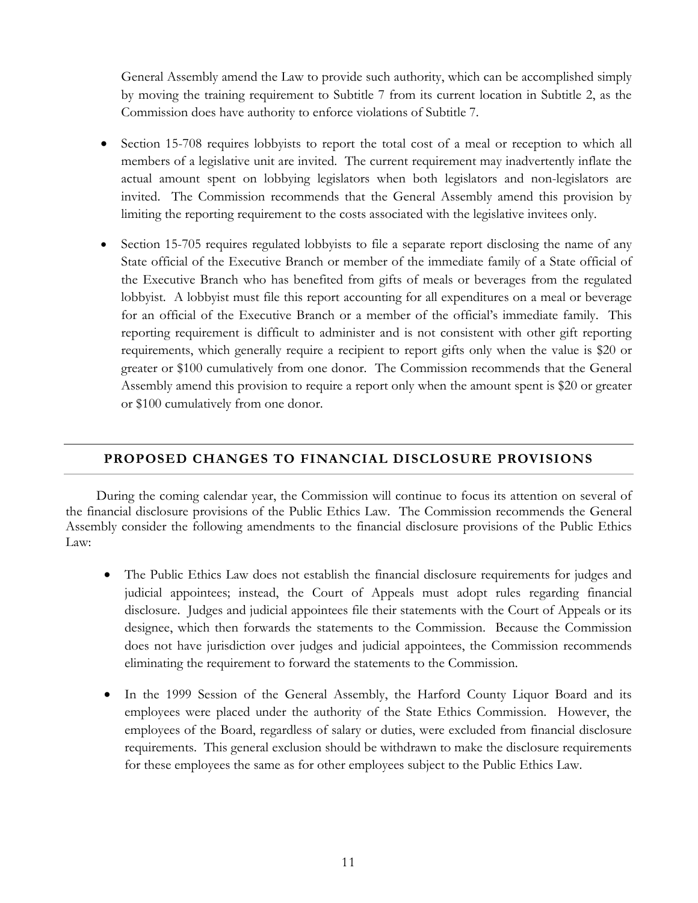General Assembly amend the Law to provide such authority, which can be accomplished simply by moving the training requirement to Subtitle 7 from its current location in Subtitle 2, as the Commission does have authority to enforce violations of Subtitle 7.

- Section 15-708 requires lobbyists to report the total cost of a meal or reception to which all members of a legislative unit are invited. The current requirement may inadvertently inflate the actual amount spent on lobbying legislators when both legislators and non-legislators are invited. The Commission recommends that the General Assembly amend this provision by limiting the reporting requirement to the costs associated with the legislative invitees only.

- Section 15-705 requires regulated lobbyists to file a separate report disclosing the name of any State official of the Executive Branch or member of the immediate family of a State official of the Executive Branch who has benefited from gifts of meals or beverages from the regulated lobbyist. A lobbyist must file this report accounting for all expenditures on a meal or beverage for an official of the Executive Branch or a member of the official's immediate family. This reporting requirement is difficult to administer and is not consistent with other gift reporting requirements, which generally require a recipient to report gifts only when the value is $20 or greater or $100 cumulatively from one donor. The Commission recommends that the General Assembly amend this provision to require a report only when the amount spent is $20 or greater or $100 cumulatively from one donor.

## PROPOSED CHANGES TO FINANCIAL DISCLOSURE PROVISIONS

During the coming calendar year, the Commission will continue to focus its attention on several of the financial disclosure provisions of the Public Ethics Law. The Commission recommends the General Assembly consider the following amendments to the financial disclosure provisions of the Public Ethics Law:

- The Public Ethics Law does not establish the financial disclosure requirements for judges and judicial appointees; instead, the Court of Appeals must adopt rules regarding financial disclosure. Judges and judicial appointees file their statements with the Court of Appeals or its designee, which then forwards the statements to the Commission. Because the Commission does not have jurisdiction over judges and judicial appointees, the Commission recommends eliminating the requirement to forward the statements to the Commission.

- In the 1999 Session of the General Assembly, the Harford County Liquor Board and its employees were placed under the authority of the State Ethics Commission. However, the employees of the Board, regardless of salary or duties, were excluded from financial disclosure requirements. This general exclusion should be withdrawn to make the disclosure requirements for these employees the same as for other employees subject to the Public Ethics Law.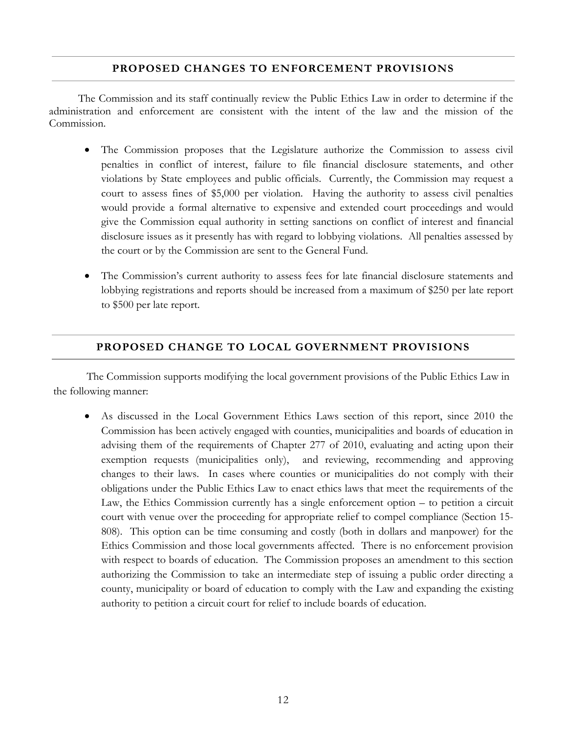## PROPOSED CHANGES TO ENFORCEMENT PROVISIONS

The Commission and its staff continually review the Public Ethics Law in order to determine if the administration and enforcement are consistent with the intent of the law and the mission of the Commission.

- The Commission proposes that the Legislature authorize the Commission to assess civil penalties in conflict of interest, failure to file financial disclosure statements, and other violations by State employees and public officials. Currently, the Commission may request a court to assess fines of $5,000 per violation. Having the authority to assess civil penalties would provide a formal alternative to expensive and extended court proceedings and would give the Commission equal authority in setting sanctions on conflict of interest and financial disclosure issues as it presently has with regard to lobbying violations. All penalties assessed by the court or by the Commission are sent to the General Fund.
- The Commission's current authority to assess fees for late financial disclosure statements and lobbying registrations and reports should be increased from a maximum of $250 per late report to $500 per late report.

## PROPOSED CHANGE TO LOCAL GOVERNMENT PROVISIONS

The Commission supports modifying the local government provisions of the Public Ethics Law in the following manner:

- As discussed in the Local Government Ethics Laws section of this report, since 2010 the Commission has been actively engaged with counties, municipalities and boards of education in advising them of the requirements of Chapter 277 of 2010, evaluating and acting upon their exemption requests (municipalities only), and reviewing, recommending and approving changes to their laws. In cases where counties or municipalities do not comply with their obligations under the Public Ethics Law to enact ethics laws that meet the requirements of the Law, the Ethics Commission currently has a single enforcement option – to petition a circuit court with venue over the proceeding for appropriate relief to compel compliance (Section 15-808). This option can be time consuming and costly (both in dollars and manpower) for the Ethics Commission and those local governments affected. There is no enforcement provision with respect to boards of education. The Commission proposes an amendment to this section authorizing the Commission to take an intermediate step of issuing a public order directing a county, municipality or board of education to comply with the Law and expanding the existing authority to petition a circuit court for relief to include boards of education.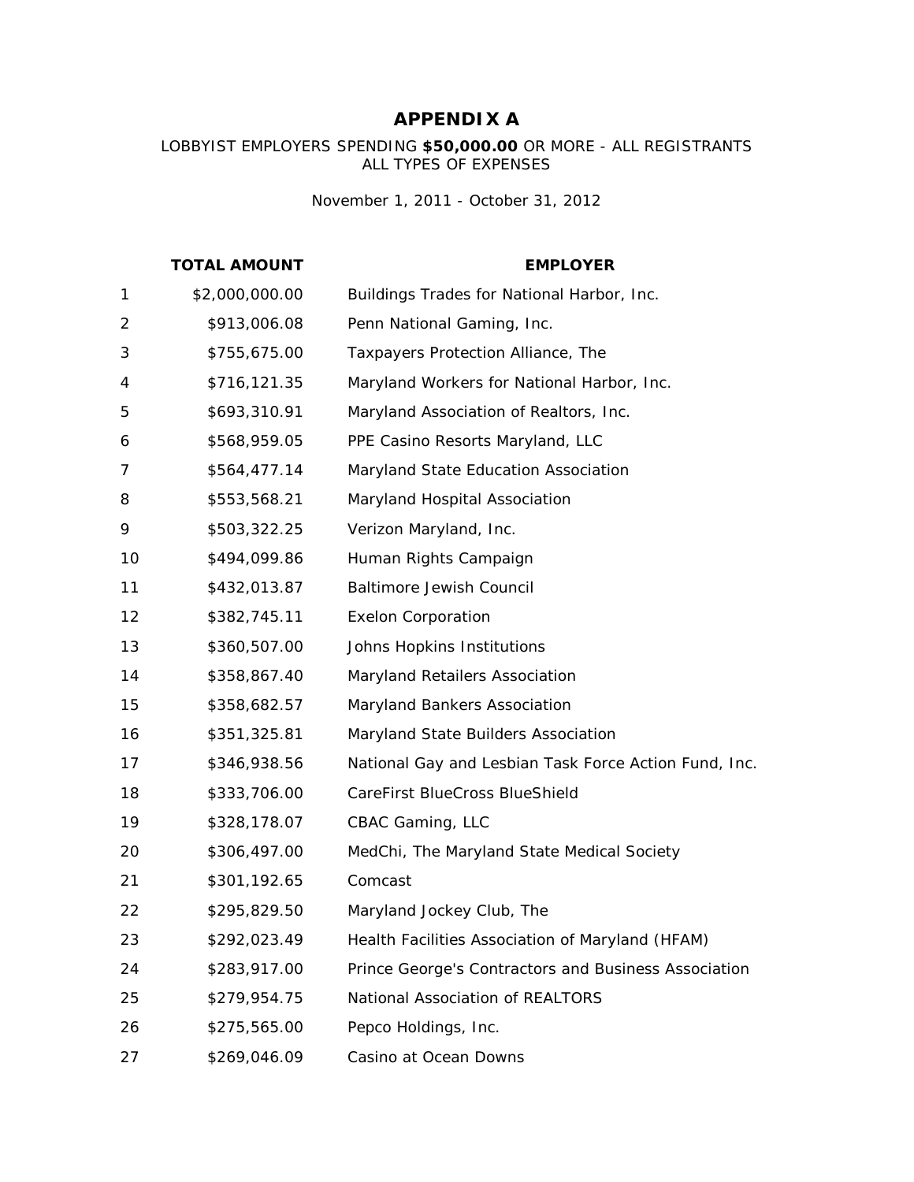# APPENDIX A

LOBBYIST EMPLOYERS SPENDING **$50,000.00** OR MORE - ALL REGISTRANTS
ALL TYPES OF EXPENSES

November 1, 2011 - October 31, 2012

| | TOTAL AMOUNT | EMPLOYER |
|---|---|---|
| 1 | $2,000,000.00 | Buildings Trades for National Harbor, Inc. |
| 2 | $913,006.08 | Penn National Gaming, Inc. |
| 3 | $755,675.00 | Taxpayers Protection Alliance, The |
| 4 | $716,121.35 | Maryland Workers for National Harbor, Inc. |
| 5 | $693,310.91 | Maryland Association of Realtors, Inc. |
| 6 | $568,959.05 | PPE Casino Resorts Maryland, LLC |
| 7 | $564,477.14 | Maryland State Education Association |
| 8 | $553,568.21 | Maryland Hospital Association |
| 9 | $503,322.25 | Verizon Maryland, Inc. |
| 10 | $494,099.86 | Human Rights Campaign |
| 11 | $432,013.87 | Baltimore Jewish Council |
| 12 | $382,745.11 | Exelon Corporation |
| 13 | $360,507.00 | Johns Hopkins Institutions |
| 14 | $358,867.40 | Maryland Retailers Association |
| 15 | $358,682.57 | Maryland Bankers Association |
| 16 | $351,325.81 | Maryland State Builders Association |
| 17 | $346,938.56 | National Gay and Lesbian Task Force Action Fund, Inc. |
| 18 | $333,706.00 | CareFirst BlueCross BlueShield |
| 19 | $328,178.07 | CBAC Gaming, LLC |
| 20 | $306,497.00 | MedChi, The Maryland State Medical Society |
| 21 | $301,192.65 | Comcast |
| 22 | $295,829.50 | Maryland Jockey Club, The |
| 23 | $292,023.49 | Health Facilities Association of Maryland (HFAM) |
| 24 | $283,917.00 | Prince George's Contractors and Business Association |
| 25 | $279,954.75 | National Association of REALTORS |
| 26 | $275,565.00 | Pepco Holdings, Inc. |
| 27 | $269,046.09 | Casino at Ocean Downs |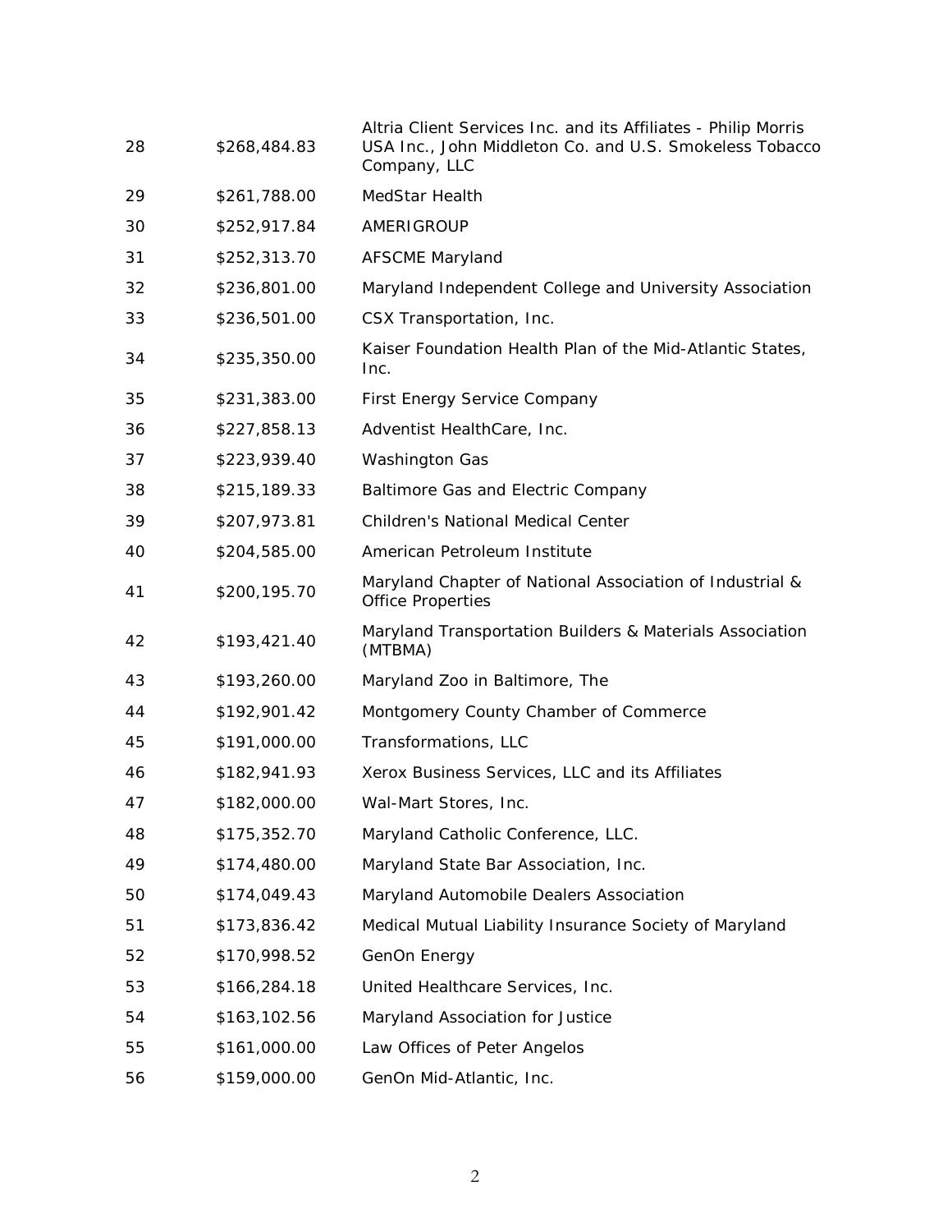| | | |
|---|---|---|
| 28 | $268,484.83 | Altria Client Services Inc. and its Affiliates - Philip Morris USA Inc., John Middleton Co. and U.S. Smokeless Tobacco Company, LLC |
| 29 | $261,788.00 | MedStar Health |
| 30 | $252,917.84 | AMERIGROUP |
| 31 | $252,313.70 | AFSCME Maryland |
| 32 | $236,801.00 | Maryland Independent College and University Association |
| 33 | $236,501.00 | CSX Transportation, Inc. |
| 34 | $235,350.00 | Kaiser Foundation Health Plan of the Mid-Atlantic States, Inc. |
| 35 | $231,383.00 | First Energy Service Company |
| 36 | $227,858.13 | Adventist HealthCare, Inc. |
| 37 | $223,939.40 | Washington Gas |
| 38 | $215,189.33 | Baltimore Gas and Electric Company |
| 39 | $207,973.81 | Children's National Medical Center |
| 40 | $204,585.00 | American Petroleum Institute |
| 41 | $200,195.70 | Maryland Chapter of National Association of Industrial & Office Properties |
| 42 | $193,421.40 | Maryland Transportation Builders & Materials Association (MTBMA) |
| 43 | $193,260.00 | Maryland Zoo in Baltimore, The |
| 44 | $192,901.42 | Montgomery County Chamber of Commerce |
| 45 | $191,000.00 | Transformations, LLC |
| 46 | $182,941.93 | Xerox Business Services, LLC and its Affiliates |
| 47 | $182,000.00 | Wal-Mart Stores, Inc. |
| 48 | $175,352.70 | Maryland Catholic Conference, LLC. |
| 49 | $174,480.00 | Maryland State Bar Association, Inc. |
| 50 | $174,049.43 | Maryland Automobile Dealers Association |
| 51 | $173,836.42 | Medical Mutual Liability Insurance Society of Maryland |
| 52 | $170,998.52 | GenOn Energy |
| 53 | $166,284.18 | United Healthcare Services, Inc. |
| 54 | $163,102.56 | Maryland Association for Justice |
| 55 | $161,000.00 | Law Offices of Peter Angelos |
| 56 | $159,000.00 | GenOn Mid-Atlantic, Inc. |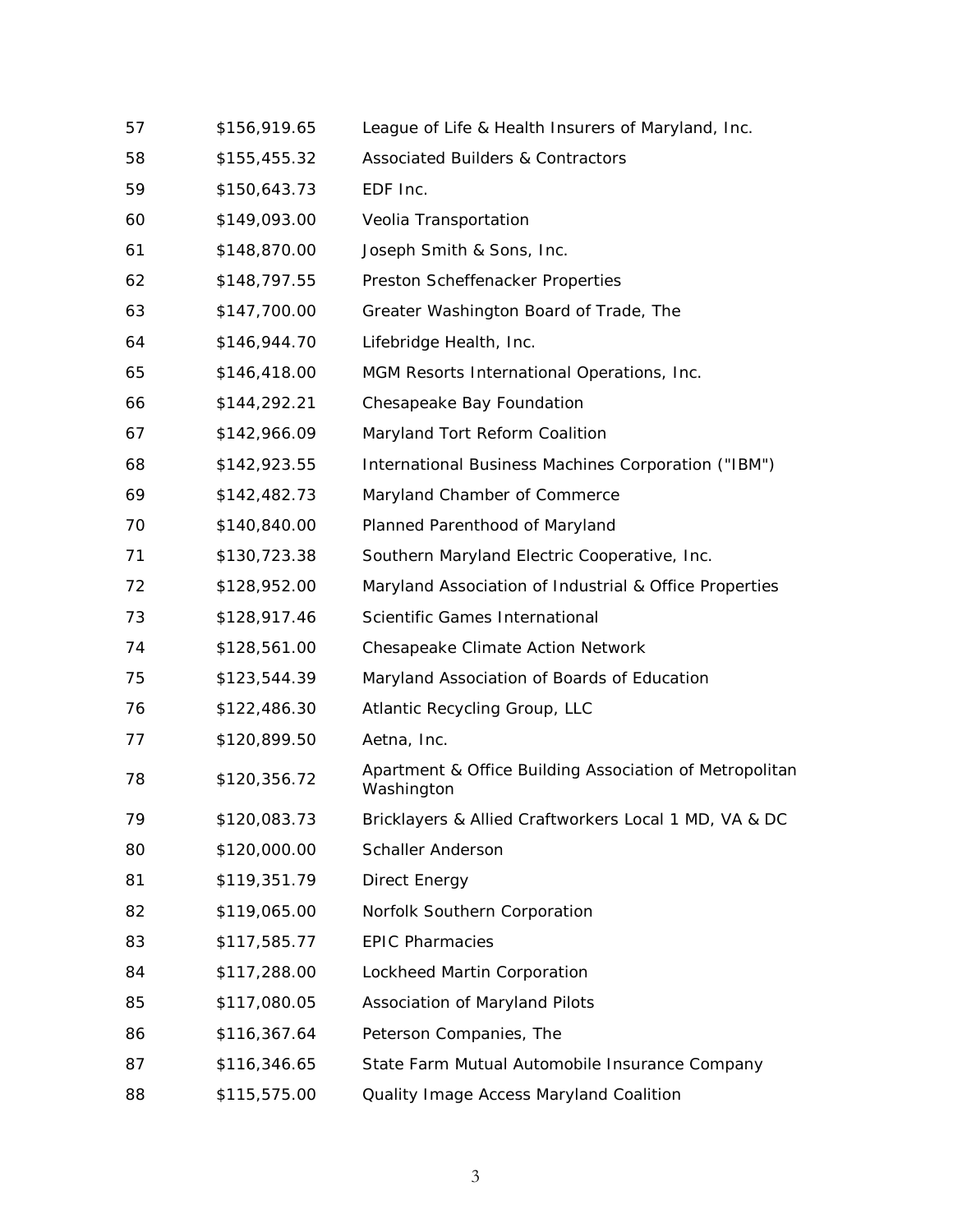| | | |
|---|---|---|
| 57 | $156,919.65 | League of Life & Health Insurers of Maryland, Inc. |
| 58 | $155,455.32 | Associated Builders & Contractors |
| 59 | $150,643.73 | EDF Inc. |
| 60 | $149,093.00 | Veolia Transportation |
| 61 | $148,870.00 | Joseph Smith & Sons, Inc. |
| 62 | $148,797.55 | Preston Scheffenacker Properties |
| 63 | $147,700.00 | Greater Washington Board of Trade, The |
| 64 | $146,944.70 | Lifebridge Health, Inc. |
| 65 | $146,418.00 | MGM Resorts International Operations, Inc. |
| 66 | $144,292.21 | Chesapeake Bay Foundation |
| 67 | $142,966.09 | Maryland Tort Reform Coalition |
| 68 | $142,923.55 | International Business Machines Corporation ("IBM") |
| 69 | $142,482.73 | Maryland Chamber of Commerce |
| 70 | $140,840.00 | Planned Parenthood of Maryland |
| 71 | $130,723.38 | Southern Maryland Electric Cooperative, Inc. |
| 72 | $128,952.00 | Maryland Association of Industrial & Office Properties |
| 73 | $128,917.46 | Scientific Games International |
| 74 | $128,561.00 | Chesapeake Climate Action Network |
| 75 | $123,544.39 | Maryland Association of Boards of Education |
| 76 | $122,486.30 | Atlantic Recycling Group, LLC |
| 77 | $120,899.50 | Aetna, Inc. |
| 78 | $120,356.72 | Apartment & Office Building Association of Metropolitan Washington |
| 79 | $120,083.73 | Bricklayers & Allied Craftworkers Local 1 MD, VA & DC |
| 80 | $120,000.00 | Schaller Anderson |
| 81 | $119,351.79 | Direct Energy |
| 82 | $119,065.00 | Norfolk Southern Corporation |
| 83 | $117,585.77 | EPIC Pharmacies |
| 84 | $117,288.00 | Lockheed Martin Corporation |
| 85 | $117,080.05 | Association of Maryland Pilots |
| 86 | $116,367.64 | Peterson Companies, The |
| 87 | $116,346.65 | State Farm Mutual Automobile Insurance Company |
| 88 | $115,575.00 | Quality Image Access Maryland Coalition |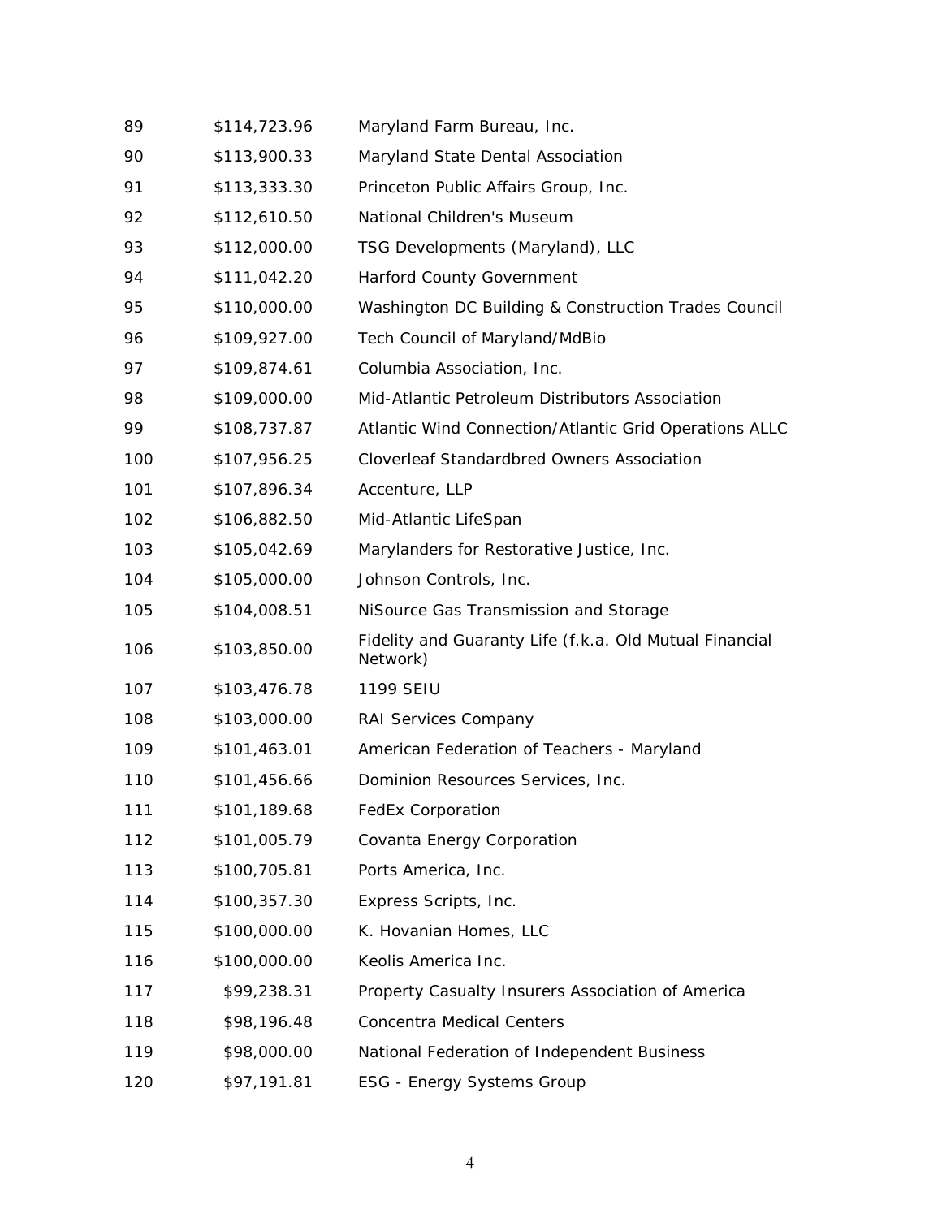| | | |
|---|---|---|
| 89 | $114,723.96 | Maryland Farm Bureau, Inc. |
| 90 | $113,900.33 | Maryland State Dental Association |
| 91 | $113,333.30 | Princeton Public Affairs Group, Inc. |
| 92 | $112,610.50 | National Children's Museum |
| 93 | $112,000.00 | TSG Developments (Maryland), LLC |
| 94 | $111,042.20 | Harford County Government |
| 95 | $110,000.00 | Washington DC Building & Construction Trades Council |
| 96 | $109,927.00 | Tech Council of Maryland/MdBio |
| 97 | $109,874.61 | Columbia Association, Inc. |
| 98 | $109,000.00 | Mid-Atlantic Petroleum Distributors Association |
| 99 | $108,737.87 | Atlantic Wind Connection/Atlantic Grid Operations ALLC |
| 100 | $107,956.25 | Cloverleaf Standardbred Owners Association |
| 101 | $107,896.34 | Accenture, LLP |
| 102 | $106,882.50 | Mid-Atlantic LifeSpan |
| 103 | $105,042.69 | Marylanders for Restorative Justice, Inc. |
| 104 | $105,000.00 | Johnson Controls, Inc. |
| 105 | $104,008.51 | NiSource Gas Transmission and Storage |
| 106 | $103,850.00 | Fidelity and Guaranty Life (f.k.a. Old Mutual Financial Network) |
| 107 | $103,476.78 | 1199 SEIU |
| 108 | $103,000.00 | RAI Services Company |
| 109 | $101,463.01 | American Federation of Teachers - Maryland |
| 110 | $101,456.66 | Dominion Resources Services, Inc. |
| 111 | $101,189.68 | FedEx Corporation |
| 112 | $101,005.79 | Covanta Energy Corporation |
| 113 | $100,705.81 | Ports America, Inc. |
| 114 | $100,357.30 | Express Scripts, Inc. |
| 115 | $100,000.00 | K. Hovanian Homes, LLC |
| 116 | $100,000.00 | Keolis America Inc. |
| 117 | $99,238.31 | Property Casualty Insurers Association of America |
| 118 | $98,196.48 | Concentra Medical Centers |
| 119 | $98,000.00 | National Federation of Independent Business |
| 120 | $97,191.81 | ESG - Energy Systems Group |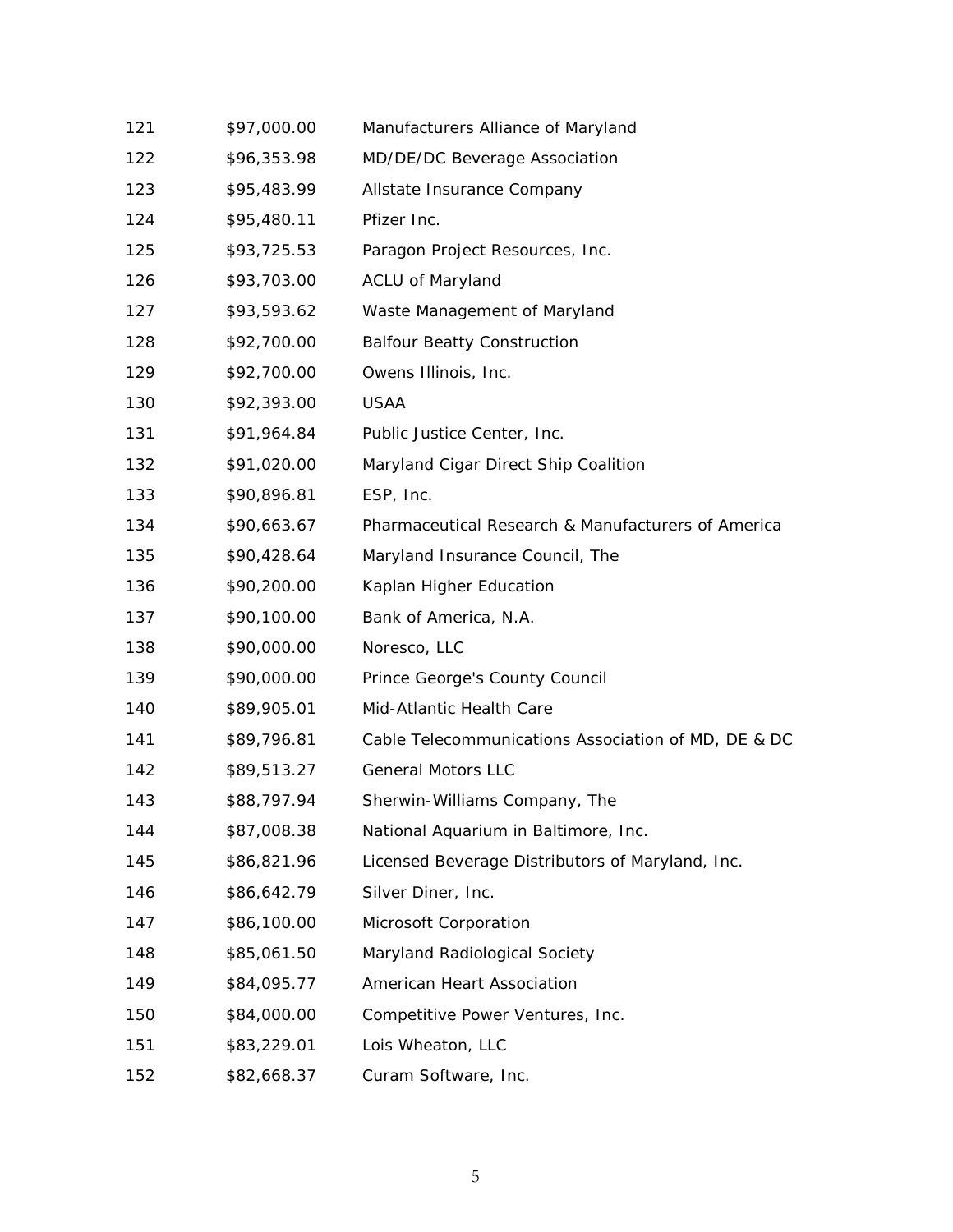| | | |
|---|---|---|
| 121 | $97,000.00 | Manufacturers Alliance of Maryland |
| 122 | $96,353.98 | MD/DE/DC Beverage Association |
| 123 | $95,483.99 | Allstate Insurance Company |
| 124 | $95,480.11 | Pfizer Inc. |
| 125 | $93,725.53 | Paragon Project Resources, Inc. |
| 126 | $93,703.00 | ACLU of Maryland |
| 127 | $93,593.62 | Waste Management of Maryland |
| 128 | $92,700.00 | Balfour Beatty Construction |
| 129 | $92,700.00 | Owens Illinois, Inc. |
| 130 | $92,393.00 | USAA |
| 131 | $91,964.84 | Public Justice Center, Inc. |
| 132 | $91,020.00 | Maryland Cigar Direct Ship Coalition |
| 133 | $90,896.81 | ESP, Inc. |
| 134 | $90,663.67 | Pharmaceutical Research & Manufacturers of America |
| 135 | $90,428.64 | Maryland Insurance Council, The |
| 136 | $90,200.00 | Kaplan Higher Education |
| 137 | $90,100.00 | Bank of America, N.A. |
| 138 | $90,000.00 | Noresco, LLC |
| 139 | $90,000.00 | Prince George's County Council |
| 140 | $89,905.01 | Mid-Atlantic Health Care |
| 141 | $89,796.81 | Cable Telecommunications Association of MD, DE & DC |
| 142 | $89,513.27 | General Motors LLC |
| 143 | $88,797.94 | Sherwin-Williams Company, The |
| 144 | $87,008.38 | National Aquarium in Baltimore, Inc. |
| 145 | $86,821.96 | Licensed Beverage Distributors of Maryland, Inc. |
| 146 | $86,642.79 | Silver Diner, Inc. |
| 147 | $86,100.00 | Microsoft Corporation |
| 148 | $85,061.50 | Maryland Radiological Society |
| 149 | $84,095.77 | American Heart Association |
| 150 | $84,000.00 | Competitive Power Ventures, Inc. |
| 151 | $83,229.01 | Lois Wheaton, LLC |
| 152 | $82,668.37 | Curam Software, Inc. |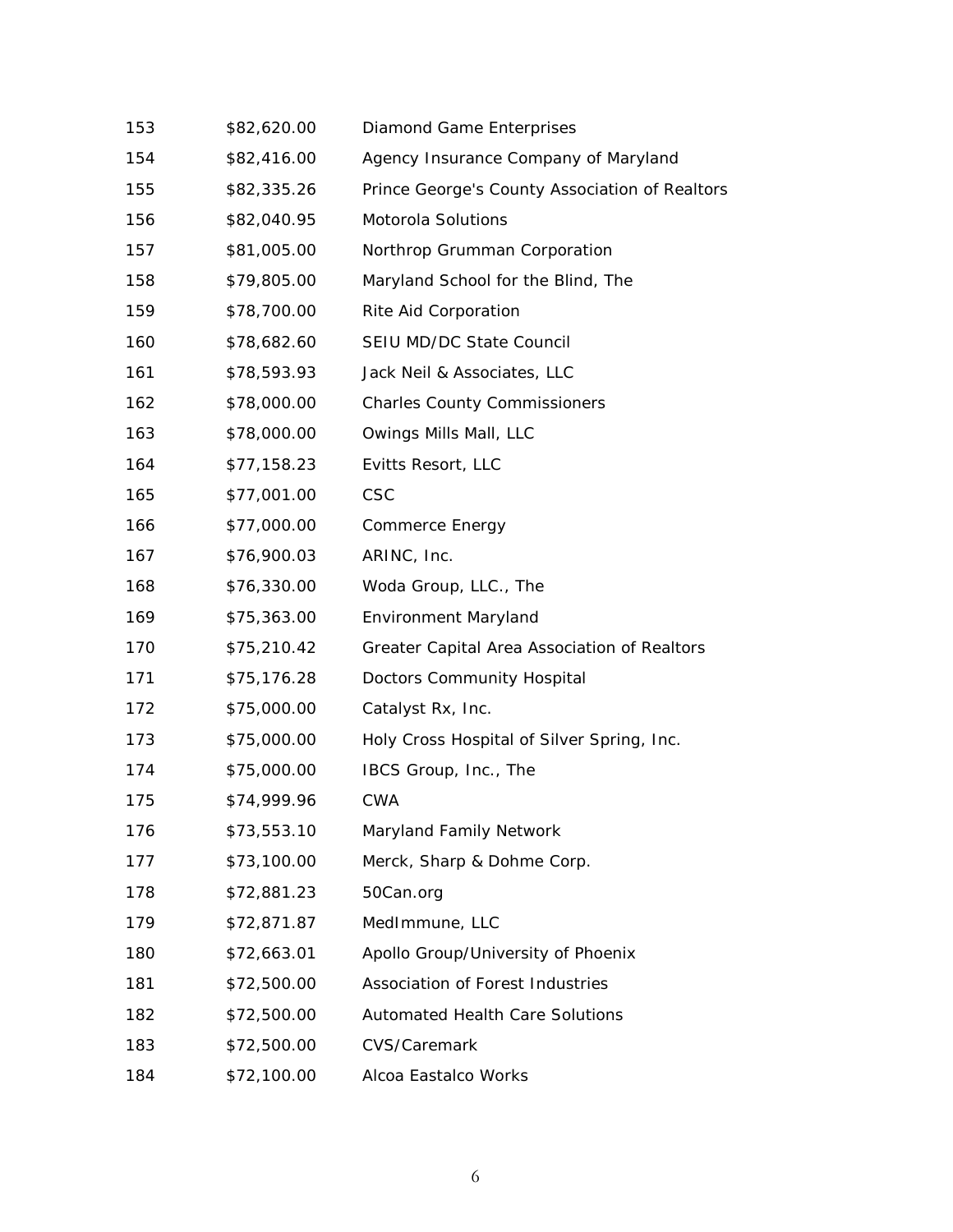| | | |
|---|---|---|
| 153 | $82,620.00 | Diamond Game Enterprises |
| 154 | $82,416.00 | Agency Insurance Company of Maryland |
| 155 | $82,335.26 | Prince George's County Association of Realtors |
| 156 | $82,040.95 | Motorola Solutions |
| 157 | $81,005.00 | Northrop Grumman Corporation |
| 158 | $79,805.00 | Maryland School for the Blind, The |
| 159 | $78,700.00 | Rite Aid Corporation |
| 160 | $78,682.60 | SEIU MD/DC State Council |
| 161 | $78,593.93 | Jack Neil & Associates, LLC |
| 162 | $78,000.00 | Charles County Commissioners |
| 163 | $78,000.00 | Owings Mills Mall, LLC |
| 164 | $77,158.23 | Evitts Resort, LLC |
| 165 | $77,001.00 | CSC |
| 166 | $77,000.00 | Commerce Energy |
| 167 | $76,900.03 | ARINC, Inc. |
| 168 | $76,330.00 | Woda Group, LLC., The |
| 169 | $75,363.00 | Environment Maryland |
| 170 | $75,210.42 | Greater Capital Area Association of Realtors |
| 171 | $75,176.28 | Doctors Community Hospital |
| 172 | $75,000.00 | Catalyst Rx, Inc. |
| 173 | $75,000.00 | Holy Cross Hospital of Silver Spring, Inc. |
| 174 | $75,000.00 | IBCS Group, Inc., The |
| 175 | $74,999.96 | CWA |
| 176 | $73,553.10 | Maryland Family Network |
| 177 | $73,100.00 | Merck, Sharp & Dohme Corp. |
| 178 | $72,881.23 | 50Can.org |
| 179 | $72,871.87 | MedImmune, LLC |
| 180 | $72,663.01 | Apollo Group/University of Phoenix |
| 181 | $72,500.00 | Association of Forest Industries |
| 182 | $72,500.00 | Automated Health Care Solutions |
| 183 | $72,500.00 | CVS/Caremark |
| 184 | $72,100.00 | Alcoa Eastalco Works |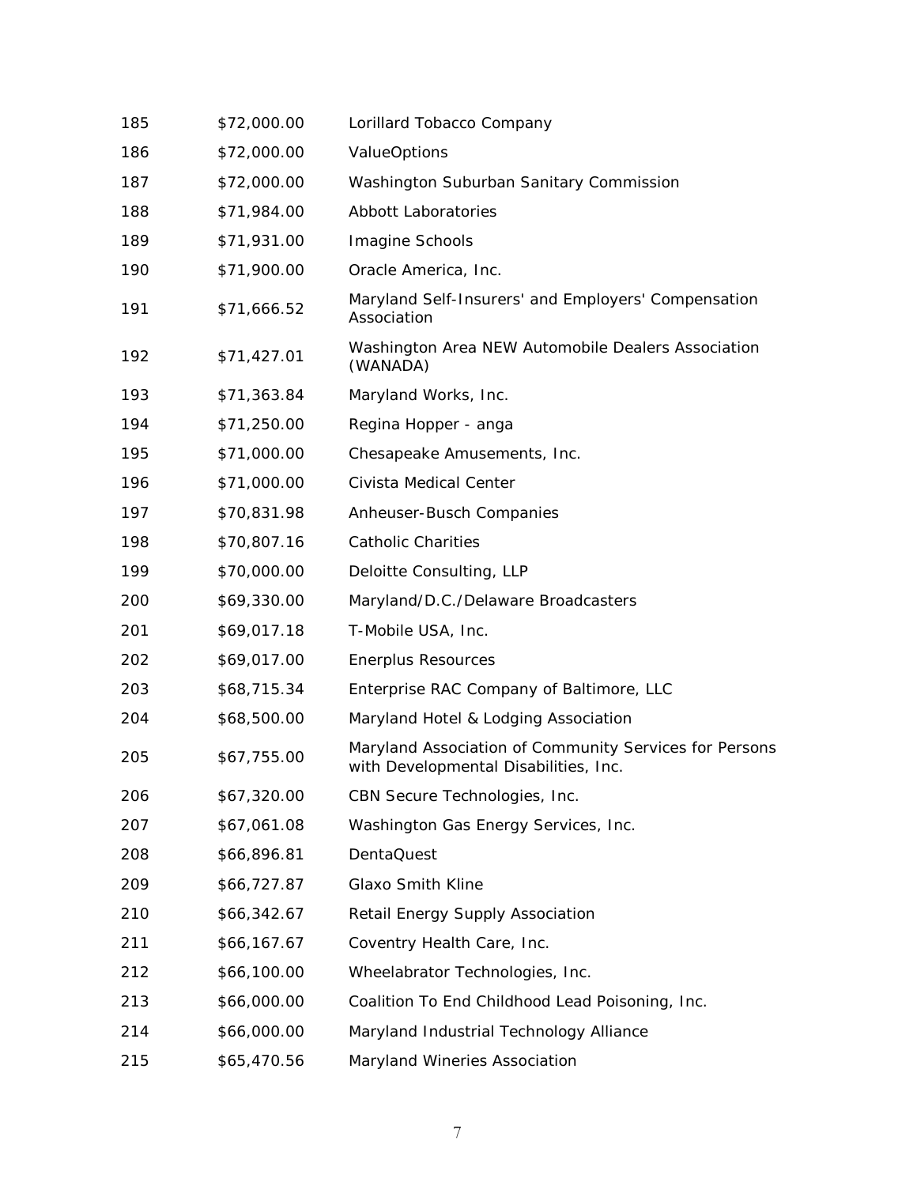| | | |
|---|---|---|
| 185 | $72,000.00 | Lorillard Tobacco Company |
| 186 | $72,000.00 | ValueOptions |
| 187 | $72,000.00 | Washington Suburban Sanitary Commission |
| 188 | $71,984.00 | Abbott Laboratories |
| 189 | $71,931.00 | Imagine Schools |
| 190 | $71,900.00 | Oracle America, Inc. |
| 191 | $71,666.52 | Maryland Self-Insurers' and Employers' Compensation Association |
| 192 | $71,427.01 | Washington Area NEW Automobile Dealers Association (WANADA) |
| 193 | $71,363.84 | Maryland Works, Inc. |
| 194 | $71,250.00 | Regina Hopper - anga |
| 195 | $71,000.00 | Chesapeake Amusements, Inc. |
| 196 | $71,000.00 | Civista Medical Center |
| 197 | $70,831.98 | Anheuser-Busch Companies |
| 198 | $70,807.16 | Catholic Charities |
| 199 | $70,000.00 | Deloitte Consulting, LLP |
| 200 | $69,330.00 | Maryland/D.C./Delaware Broadcasters |
| 201 | $69,017.18 | T-Mobile USA, Inc. |
| 202 | $69,017.00 | Enerplus Resources |
| 203 | $68,715.34 | Enterprise RAC Company of Baltimore, LLC |
| 204 | $68,500.00 | Maryland Hotel & Lodging Association |
| 205 | $67,755.00 | Maryland Association of Community Services for Persons with Developmental Disabilities, Inc. |
| 206 | $67,320.00 | CBN Secure Technologies, Inc. |
| 207 | $67,061.08 | Washington Gas Energy Services, Inc. |
| 208 | $66,896.81 | DentaQuest |
| 209 | $66,727.87 | Glaxo Smith Kline |
| 210 | $66,342.67 | Retail Energy Supply Association |
| 211 | $66,167.67 | Coventry Health Care, Inc. |
| 212 | $66,100.00 | Wheelabrator Technologies, Inc. |
| 213 | $66,000.00 | Coalition To End Childhood Lead Poisoning, Inc. |
| 214 | $66,000.00 | Maryland Industrial Technology Alliance |
| 215 | $65,470.56 | Maryland Wineries Association |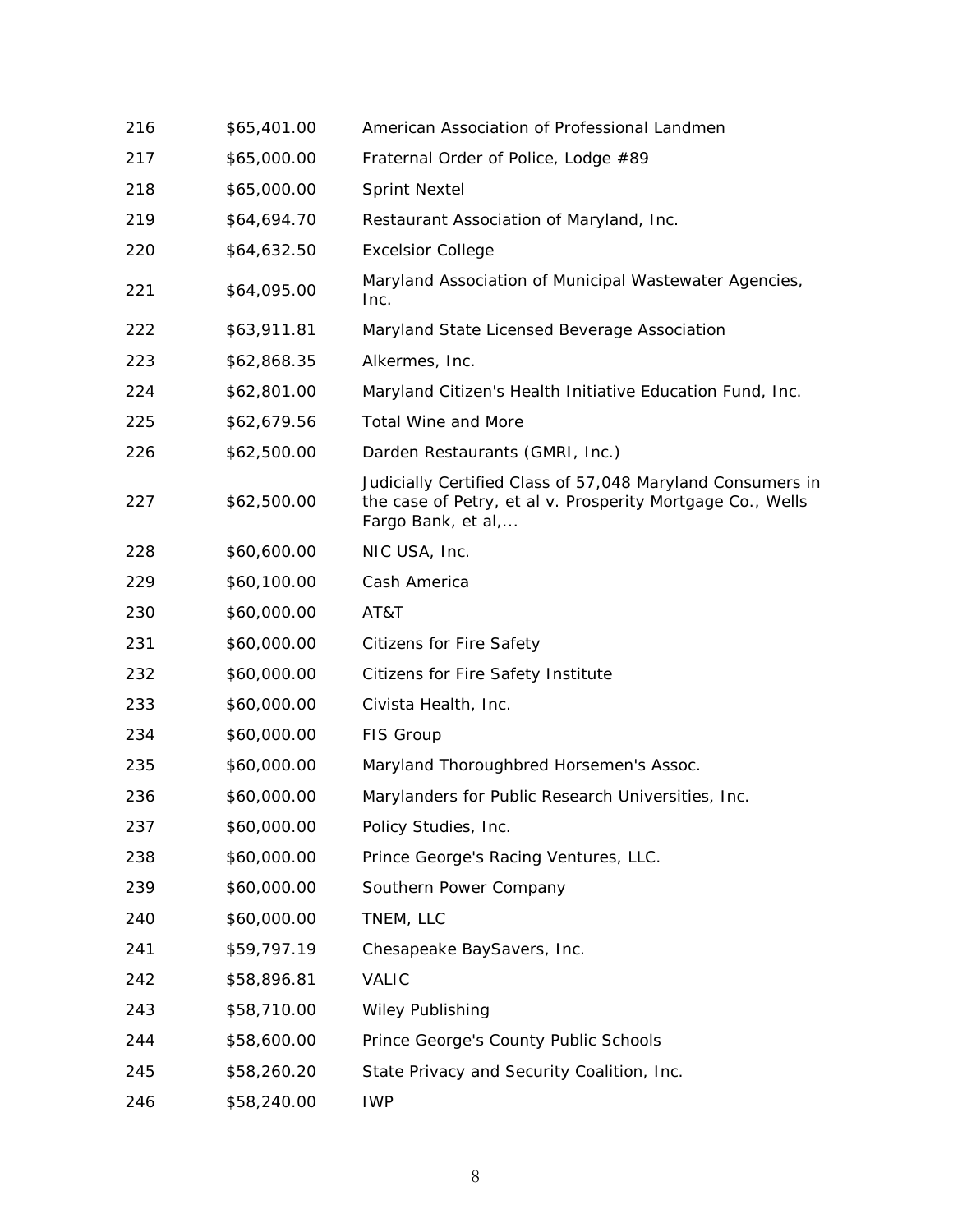| | | |
|---|---|---|
| 216 | $65,401.00 | American Association of Professional Landmen |
| 217 | $65,000.00 | Fraternal Order of Police, Lodge #89 |
| 218 | $65,000.00 | Sprint Nextel |
| 219 | $64,694.70 | Restaurant Association of Maryland, Inc. |
| 220 | $64,632.50 | Excelsior College |
| 221 | $64,095.00 | Maryland Association of Municipal Wastewater Agencies, Inc. |
| 222 | $63,911.81 | Maryland State Licensed Beverage Association |
| 223 | $62,868.35 | Alkermes, Inc. |
| 224 | $62,801.00 | Maryland Citizen's Health Initiative Education Fund, Inc. |
| 225 | $62,679.56 | Total Wine and More |
| 226 | $62,500.00 | Darden Restaurants (GMRI, Inc.) |
| 227 | $62,500.00 | Judicially Certified Class of 57,048 Maryland Consumers in the case of Petry, et al v. Prosperity Mortgage Co., Wells Fargo Bank, et al,... |
| 228 | $60,600.00 | NIC USA, Inc. |
| 229 | $60,100.00 | Cash America |
| 230 | $60,000.00 | AT&T |
| 231 | $60,000.00 | Citizens for Fire Safety |
| 232 | $60,000.00 | Citizens for Fire Safety Institute |
| 233 | $60,000.00 | Civista Health, Inc. |
| 234 | $60,000.00 | FIS Group |
| 235 | $60,000.00 | Maryland Thoroughbred Horsemen's Assoc. |
| 236 | $60,000.00 | Marylanders for Public Research Universities, Inc. |
| 237 | $60,000.00 | Policy Studies, Inc. |
| 238 | $60,000.00 | Prince George's Racing Ventures, LLC. |
| 239 | $60,000.00 | Southern Power Company |
| 240 | $60,000.00 | TNEM, LLC |
| 241 | $59,797.19 | Chesapeake BaySavers, Inc. |
| 242 | $58,896.81 | VALIC |
| 243 | $58,710.00 | Wiley Publishing |
| 244 | $58,600.00 | Prince George's County Public Schools |
| 245 | $58,260.20 | State Privacy and Security Coalition, Inc. |
| 246 | $58,240.00 | IWP |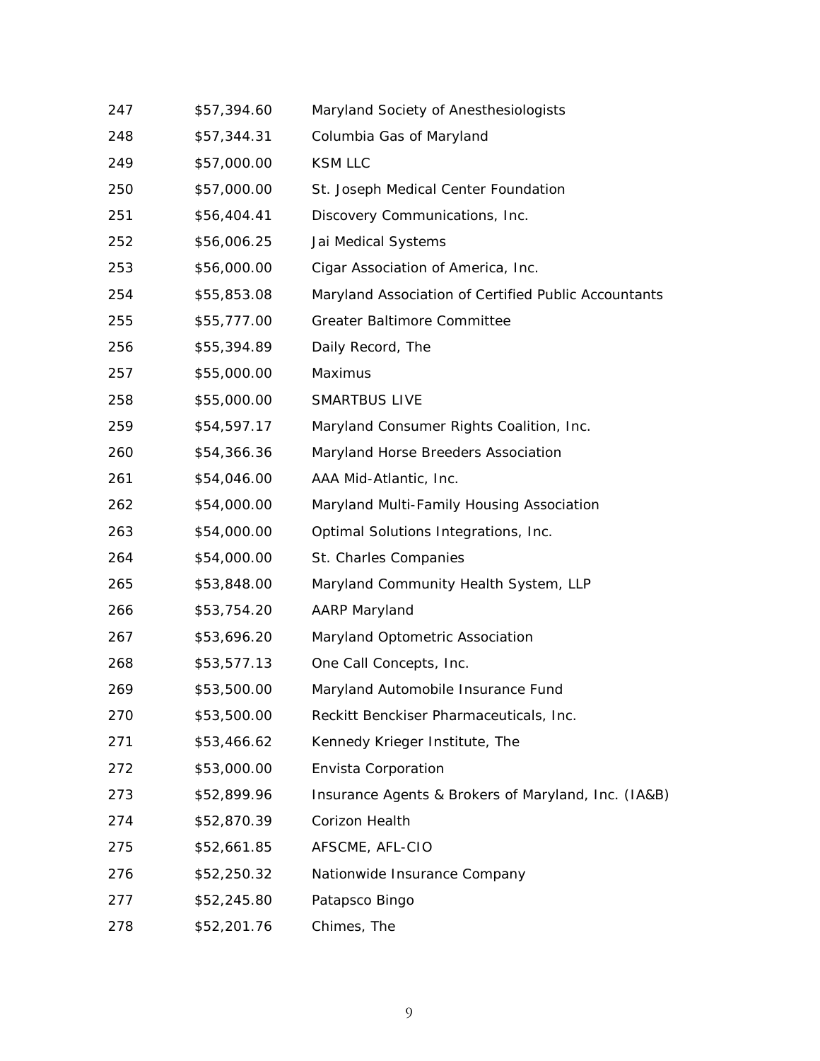| | | |
|---|---|---|
| 247 | $57,394.60 | Maryland Society of Anesthesiologists |
| 248 | $57,344.31 | Columbia Gas of Maryland |
| 249 | $57,000.00 | KSM LLC |
| 250 | $57,000.00 | St. Joseph Medical Center Foundation |
| 251 | $56,404.41 | Discovery Communications, Inc. |
| 252 | $56,006.25 | Jai Medical Systems |
| 253 | $56,000.00 | Cigar Association of America, Inc. |
| 254 | $55,853.08 | Maryland Association of Certified Public Accountants |
| 255 | $55,777.00 | Greater Baltimore Committee |
| 256 | $55,394.89 | Daily Record, The |
| 257 | $55,000.00 | Maximus |
| 258 | $55,000.00 | SMARTBUS LIVE |
| 259 | $54,597.17 | Maryland Consumer Rights Coalition, Inc. |
| 260 | $54,366.36 | Maryland Horse Breeders Association |
| 261 | $54,046.00 | AAA Mid-Atlantic, Inc. |
| 262 | $54,000.00 | Maryland Multi-Family Housing Association |
| 263 | $54,000.00 | Optimal Solutions Integrations, Inc. |
| 264 | $54,000.00 | St. Charles Companies |
| 265 | $53,848.00 | Maryland Community Health System, LLP |
| 266 | $53,754.20 | AARP Maryland |
| 267 | $53,696.20 | Maryland Optometric Association |
| 268 | $53,577.13 | One Call Concepts, Inc. |
| 269 | $53,500.00 | Maryland Automobile Insurance Fund |
| 270 | $53,500.00 | Reckitt Benckiser Pharmaceuticals, Inc. |
| 271 | $53,466.62 | Kennedy Krieger Institute, The |
| 272 | $53,000.00 | Envista Corporation |
| 273 | $52,899.96 | Insurance Agents & Brokers of Maryland, Inc. (IA&B) |
| 274 | $52,870.39 | Corizon Health |
| 275 | $52,661.85 | AFSCME, AFL-CIO |
| 276 | $52,250.32 | Nationwide Insurance Company |
| 277 | $52,245.80 | Patapsco Bingo |
| 278 | $52,201.76 | Chimes, The |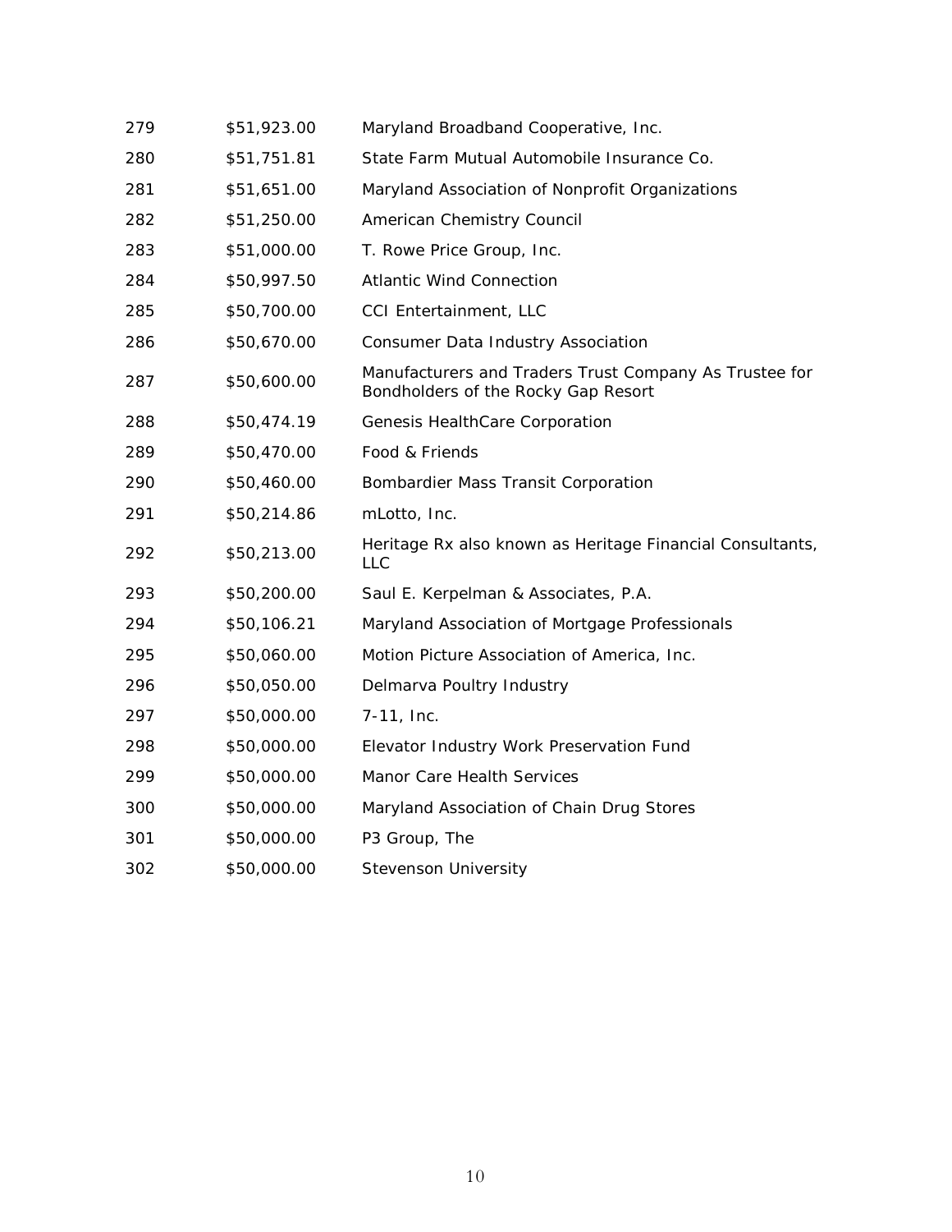| | | |
|---|---|---|
| 279 | $51,923.00 | Maryland Broadband Cooperative, Inc. |
| 280 | $51,751.81 | State Farm Mutual Automobile Insurance Co. |
| 281 | $51,651.00 | Maryland Association of Nonprofit Organizations |
| 282 | $51,250.00 | American Chemistry Council |
| 283 | $51,000.00 | T. Rowe Price Group, Inc. |
| 284 | $50,997.50 | Atlantic Wind Connection |
| 285 | $50,700.00 | CCI Entertainment, LLC |
| 286 | $50,670.00 | Consumer Data Industry Association |
| 287 | $50,600.00 | Manufacturers and Traders Trust Company As Trustee for Bondholders of the Rocky Gap Resort |
| 288 | $50,474.19 | Genesis HealthCare Corporation |
| 289 | $50,470.00 | Food & Friends |
| 290 | $50,460.00 | Bombardier Mass Transit Corporation |
| 291 | $50,214.86 | mLotto, Inc. |
| 292 | $50,213.00 | Heritage Rx also known as Heritage Financial Consultants, LLC |
| 293 | $50,200.00 | Saul E. Kerpelman & Associates, P.A. |
| 294 | $50,106.21 | Maryland Association of Mortgage Professionals |
| 295 | $50,060.00 | Motion Picture Association of America, Inc. |
| 296 | $50,050.00 | Delmarva Poultry Industry |
| 297 | $50,000.00 | 7-11, Inc. |
| 298 | $50,000.00 | Elevator Industry Work Preservation Fund |
| 299 | $50,000.00 | Manor Care Health Services |
| 300 | $50,000.00 | Maryland Association of Chain Drug Stores |
| 301 | $50,000.00 | P3 Group, The |
| 302 | $50,000.00 | Stevenson University |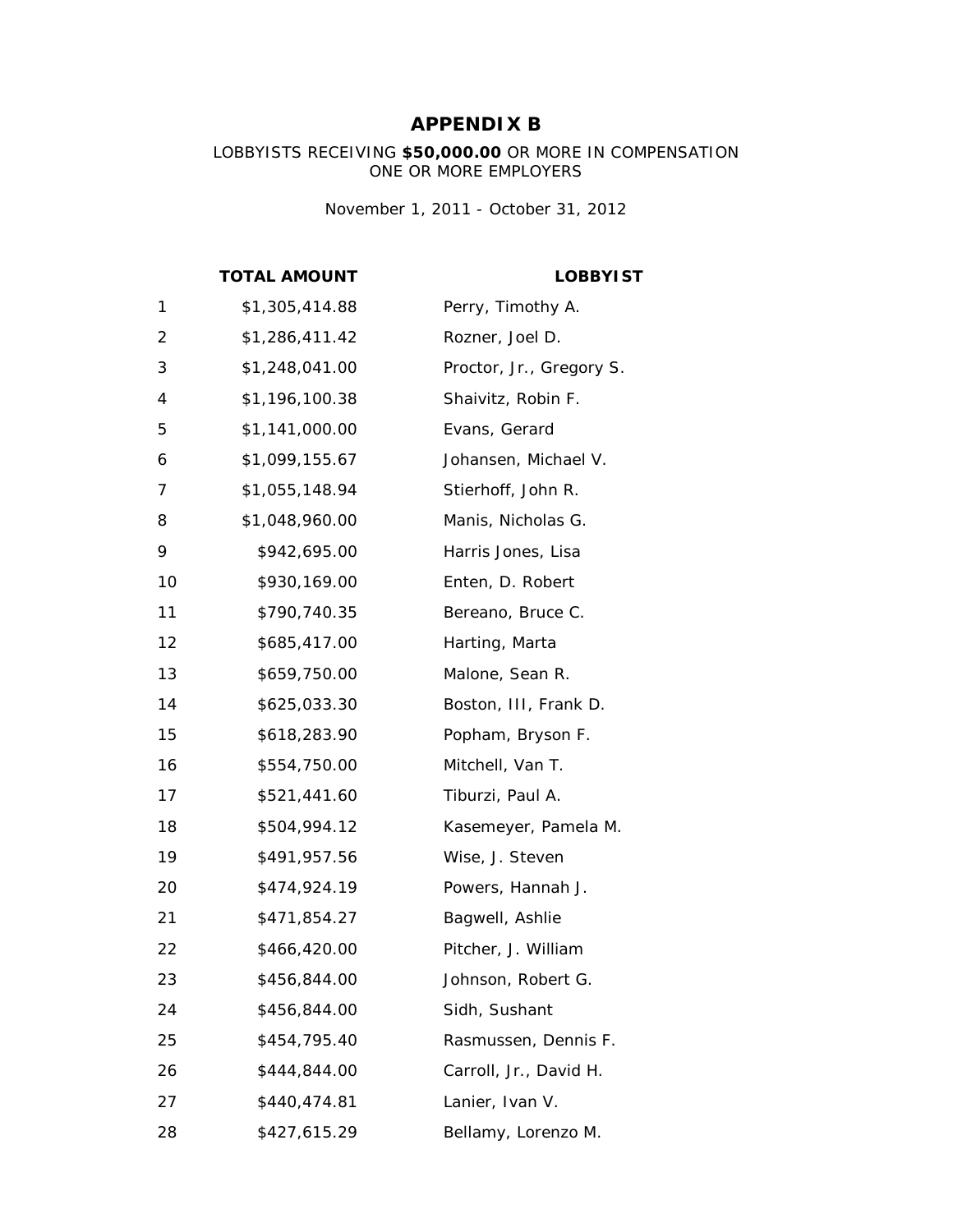# APPENDIX B

LOBBYISTS RECEIVING **$50,000.00** OR MORE IN COMPENSATION
ONE OR MORE EMPLOYERS

November 1, 2011 - October 31, 2012

| | TOTAL AMOUNT | LOBBYIST |
|---|---|---|
| 1 | $1,305,414.88 | Perry, Timothy A. |
| 2 | $1,286,411.42 | Rozner, Joel D. |
| 3 | $1,248,041.00 | Proctor, Jr., Gregory S. |
| 4 | $1,196,100.38 | Shaivitz, Robin F. |
| 5 | $1,141,000.00 | Evans, Gerard |
| 6 | $1,099,155.67 | Johansen, Michael V. |
| 7 | $1,055,148.94 | Stierhoff, John R. |
| 8 | $1,048,960.00 | Manis, Nicholas G. |
| 9 | $942,695.00 | Harris Jones, Lisa |
| 10 | $930,169.00 | Enten, D. Robert |
| 11 | $790,740.35 | Bereano, Bruce C. |
| 12 | $685,417.00 | Harting, Marta |
| 13 | $659,750.00 | Malone, Sean R. |
| 14 | $625,033.30 | Boston, III, Frank D. |
| 15 | $618,283.90 | Popham, Bryson F. |
| 16 | $554,750.00 | Mitchell, Van T. |
| 17 | $521,441.60 | Tiburzi, Paul A. |
| 18 | $504,994.12 | Kasemeyer, Pamela M. |
| 19 | $491,957.56 | Wise, J. Steven |
| 20 | $474,924.19 | Powers, Hannah J. |
| 21 | $471,854.27 | Bagwell, Ashlie |
| 22 | $466,420.00 | Pitcher, J. William |
| 23 | $456,844.00 | Johnson, Robert G. |
| 24 | $456,844.00 | Sidh, Sushant |
| 25 | $454,795.40 | Rasmussen, Dennis F. |
| 26 | $444,844.00 | Carroll, Jr., David H. |
| 27 | $440,474.81 | Lanier, Ivan V. |
| 28 | $427,615.29 | Bellamy, Lorenzo M. |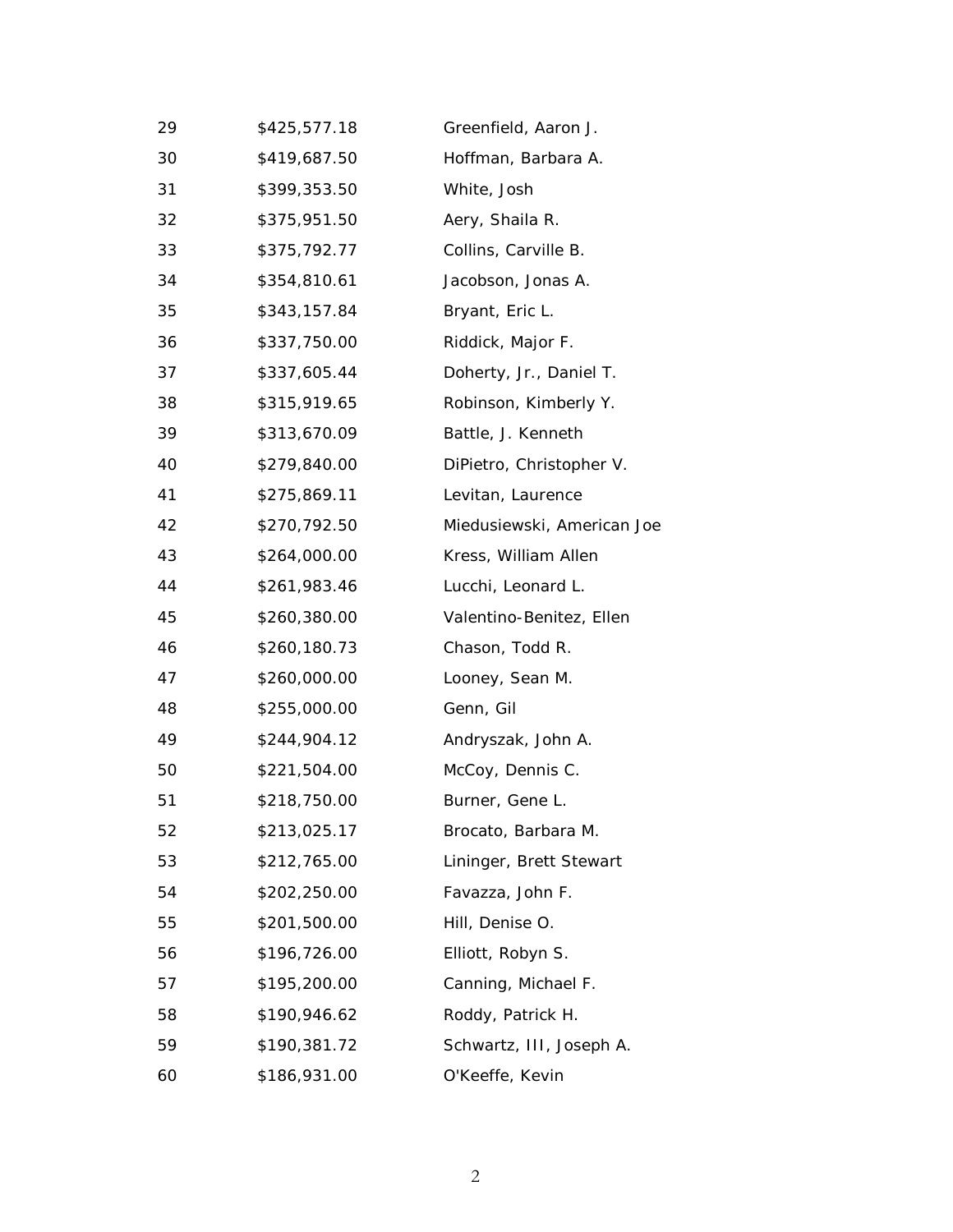| | | |
|---|---|---|
| 29 | $425,577.18 | Greenfield, Aaron J. |
| 30 | $419,687.50 | Hoffman, Barbara A. |
| 31 | $399,353.50 | White, Josh |
| 32 | $375,951.50 | Aery, Shaila R. |
| 33 | $375,792.77 | Collins, Carville B. |
| 34 | $354,810.61 | Jacobson, Jonas A. |
| 35 | $343,157.84 | Bryant, Eric L. |
| 36 | $337,750.00 | Riddick, Major F. |
| 37 | $337,605.44 | Doherty, Jr., Daniel T. |
| 38 | $315,919.65 | Robinson, Kimberly Y. |
| 39 | $313,670.09 | Battle, J. Kenneth |
| 40 | $279,840.00 | DiPietro, Christopher V. |
| 41 | $275,869.11 | Levitan, Laurence |
| 42 | $270,792.50 | Miedusiewski, American Joe |
| 43 | $264,000.00 | Kress, William Allen |
| 44 | $261,983.46 | Lucchi, Leonard L. |
| 45 | $260,380.00 | Valentino-Benitez, Ellen |
| 46 | $260,180.73 | Chason, Todd R. |
| 47 | $260,000.00 | Looney, Sean M. |
| 48 | $255,000.00 | Genn, Gil |
| 49 | $244,904.12 | Andryszak, John A. |
| 50 | $221,504.00 | McCoy, Dennis C. |
| 51 | $218,750.00 | Burner, Gene L. |
| 52 | $213,025.17 | Brocato, Barbara M. |
| 53 | $212,765.00 | Lininger, Brett Stewart |
| 54 | $202,250.00 | Favazza, John F. |
| 55 | $201,500.00 | Hill, Denise O. |
| 56 | $196,726.00 | Elliott, Robyn S. |
| 57 | $195,200.00 | Canning, Michael F. |
| 58 | $190,946.62 | Roddy, Patrick H. |
| 59 | $190,381.72 | Schwartz, III, Joseph A. |
| 60 | $186,931.00 | O'Keeffe, Kevin |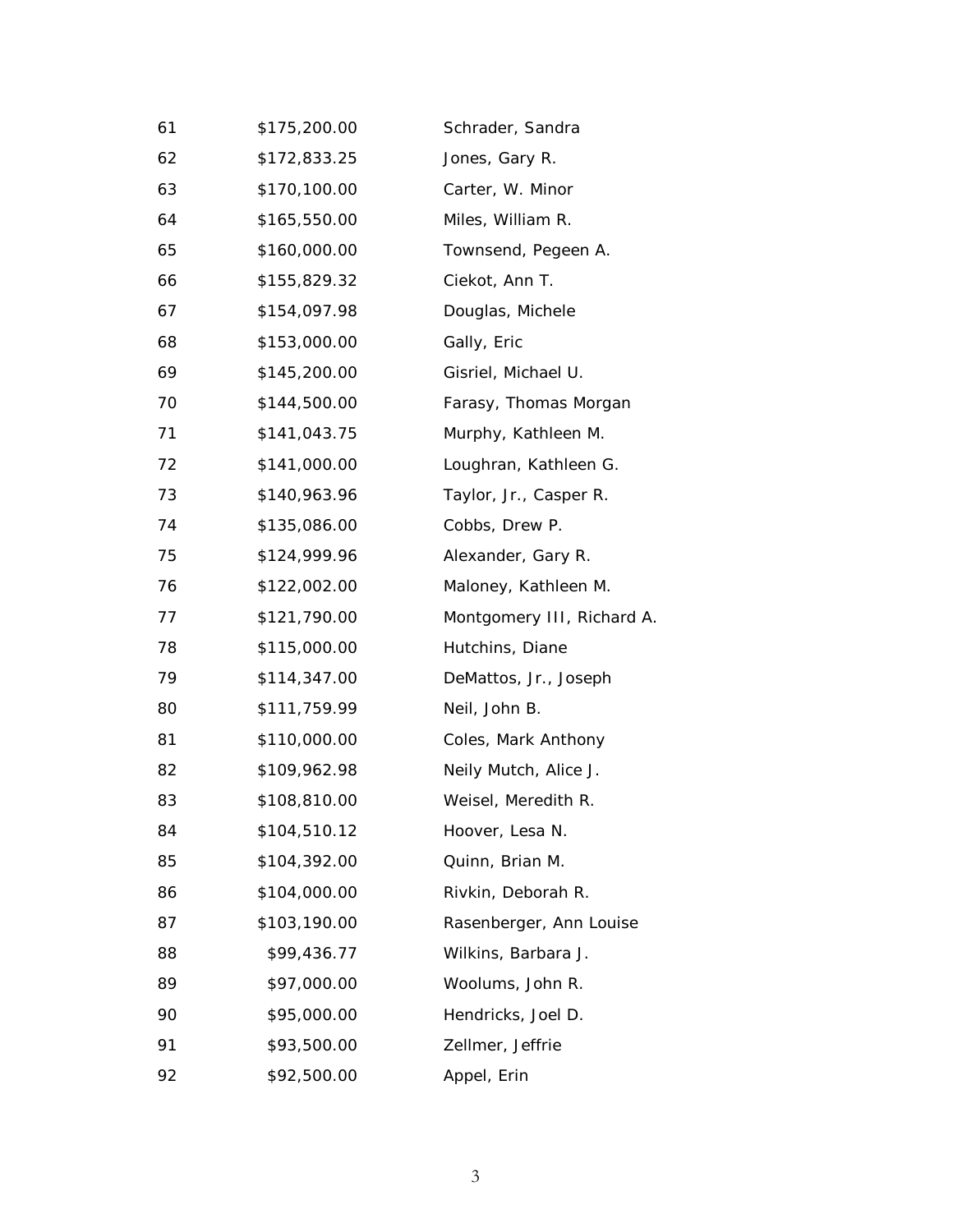| | | |
|---|---|---|
| 61 | $175,200.00 | Schrader, Sandra |
| 62 | $172,833.25 | Jones, Gary R. |
| 63 | $170,100.00 | Carter, W. Minor |
| 64 | $165,550.00 | Miles, William R. |
| 65 | $160,000.00 | Townsend, Pegeen A. |
| 66 | $155,829.32 | Ciekot, Ann T. |
| 67 | $154,097.98 | Douglas, Michele |
| 68 | $153,000.00 | Gally, Eric |
| 69 | $145,200.00 | Gisriel, Michael U. |
| 70 | $144,500.00 | Farasy, Thomas Morgan |
| 71 | $141,043.75 | Murphy, Kathleen M. |
| 72 | $141,000.00 | Loughran, Kathleen G. |
| 73 | $140,963.96 | Taylor, Jr., Casper R. |
| 74 | $135,086.00 | Cobbs, Drew P. |
| 75 | $124,999.96 | Alexander, Gary R. |
| 76 | $122,002.00 | Maloney, Kathleen M. |
| 77 | $121,790.00 | Montgomery III, Richard A. |
| 78 | $115,000.00 | Hutchins, Diane |
| 79 | $114,347.00 | DeMattos, Jr., Joseph |
| 80 | $111,759.99 | Neil, John B. |
| 81 | $110,000.00 | Coles, Mark Anthony |
| 82 | $109,962.98 | Neily Mutch, Alice J. |
| 83 | $108,810.00 | Weisel, Meredith R. |
| 84 | $104,510.12 | Hoover, Lesa N. |
| 85 | $104,392.00 | Quinn, Brian M. |
| 86 | $104,000.00 | Rivkin, Deborah R. |
| 87 | $103,190.00 | Rasenberger, Ann Louise |
| 88 | $99,436.77 | Wilkins, Barbara J. |
| 89 | $97,000.00 | Woolums, John R. |
| 90 | $95,000.00 | Hendricks, Joel D. |
| 91 | $93,500.00 | Zellmer, Jeffrie |
| 92 | $92,500.00 | Appel, Erin |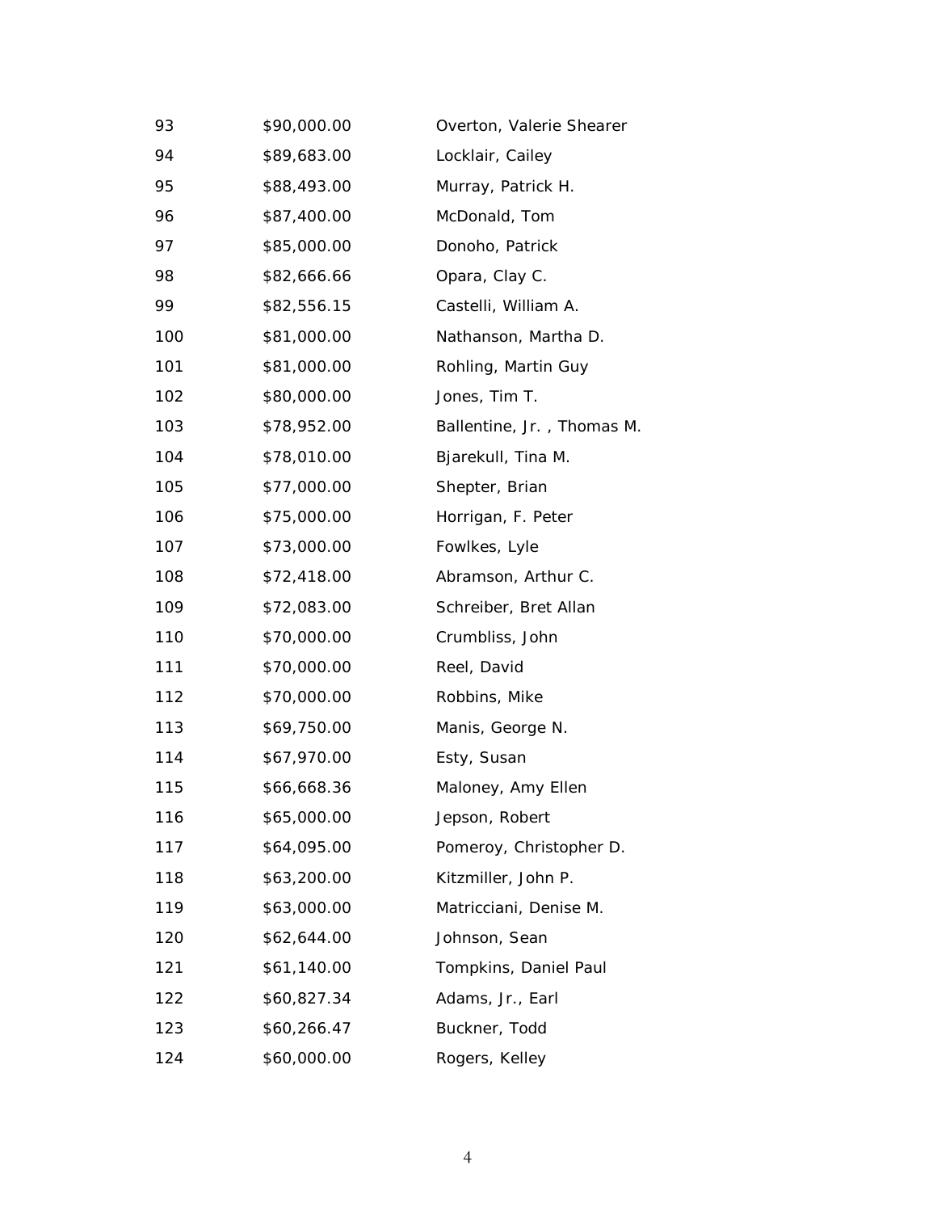| | | |
|---|---|---|
| 93 | $90,000.00 | Overton, Valerie Shearer |
| 94 | $89,683.00 | Locklair, Cailey |
| 95 | $88,493.00 | Murray, Patrick H. |
| 96 | $87,400.00 | McDonald, Tom |
| 97 | $85,000.00 | Donoho, Patrick |
| 98 | $82,666.66 | Opara, Clay C. |
| 99 | $82,556.15 | Castelli, William A. |
| 100 | $81,000.00 | Nathanson, Martha D. |
| 101 | $81,000.00 | Rohling, Martin Guy |
| 102 | $80,000.00 | Jones, Tim T. |
| 103 | $78,952.00 | Ballentine, Jr. , Thomas M. |
| 104 | $78,010.00 | Bjarekull, Tina M. |
| 105 | $77,000.00 | Shepter, Brian |
| 106 | $75,000.00 | Horrigan, F. Peter |
| 107 | $73,000.00 | Fowlkes, Lyle |
| 108 | $72,418.00 | Abramson, Arthur C. |
| 109 | $72,083.00 | Schreiber, Bret Allan |
| 110 | $70,000.00 | Crumbliss, John |
| 111 | $70,000.00 | Reel, David |
| 112 | $70,000.00 | Robbins, Mike |
| 113 | $69,750.00 | Manis, George N. |
| 114 | $67,970.00 | Esty, Susan |
| 115 | $66,668.36 | Maloney, Amy Ellen |
| 116 | $65,000.00 | Jepson, Robert |
| 117 | $64,095.00 | Pomeroy, Christopher D. |
| 118 | $63,200.00 | Kitzmiller, John P. |
| 119 | $63,000.00 | Matricciani, Denise M. |
| 120 | $62,644.00 | Johnson, Sean |
| 121 | $61,140.00 | Tompkins, Daniel Paul |
| 122 | $60,827.34 | Adams, Jr., Earl |
| 123 | $60,266.47 | Buckner, Todd |
| 124 | $60,000.00 | Rogers, Kelley |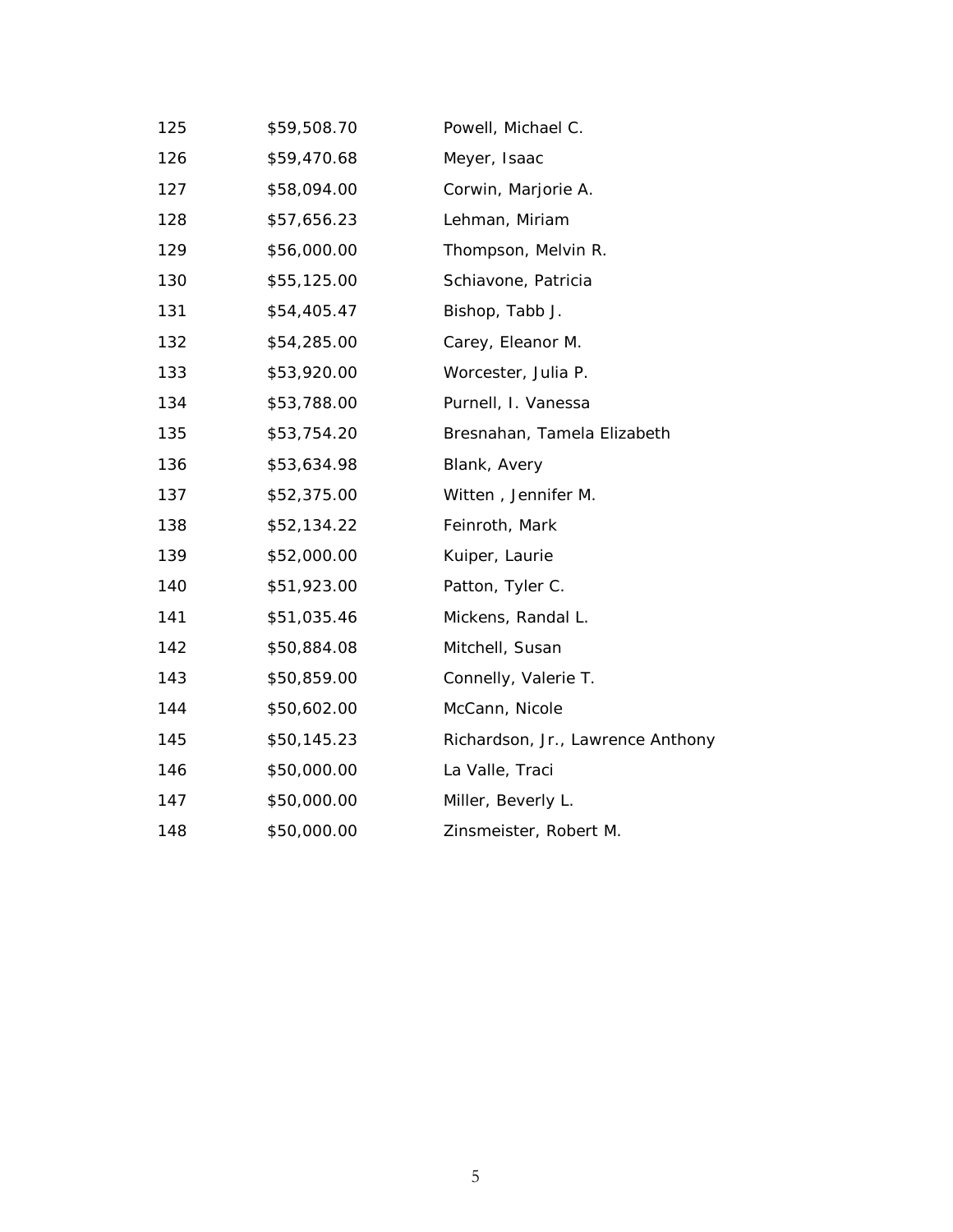| | | |
|---|---|---|
| 125 | $59,508.70 | Powell, Michael C. |
| 126 | $59,470.68 | Meyer, Isaac |
| 127 | $58,094.00 | Corwin, Marjorie A. |
| 128 | $57,656.23 | Lehman, Miriam |
| 129 | $56,000.00 | Thompson, Melvin R. |
| 130 | $55,125.00 | Schiavone, Patricia |
| 131 | $54,405.47 | Bishop, Tabb J. |
| 132 | $54,285.00 | Carey, Eleanor M. |
| 133 | $53,920.00 | Worcester, Julia P. |
| 134 | $53,788.00 | Purnell, I. Vanessa |
| 135 | $53,754.20 | Bresnahan, Tamela Elizabeth |
| 136 | $53,634.98 | Blank, Avery |
| 137 | $52,375.00 | Witten , Jennifer M. |
| 138 | $52,134.22 | Feinroth, Mark |
| 139 | $52,000.00 | Kuiper, Laurie |
| 140 | $51,923.00 | Patton, Tyler C. |
| 141 | $51,035.46 | Mickens, Randal L. |
| 142 | $50,884.08 | Mitchell, Susan |
| 143 | $50,859.00 | Connelly, Valerie T. |
| 144 | $50,602.00 | McCann, Nicole |
| 145 | $50,145.23 | Richardson, Jr., Lawrence Anthony |
| 146 | $50,000.00 | La Valle, Traci |
| 147 | $50,000.00 | Miller, Beverly L. |
| 148 | $50,000.00 | Zinsmeister, Robert M. |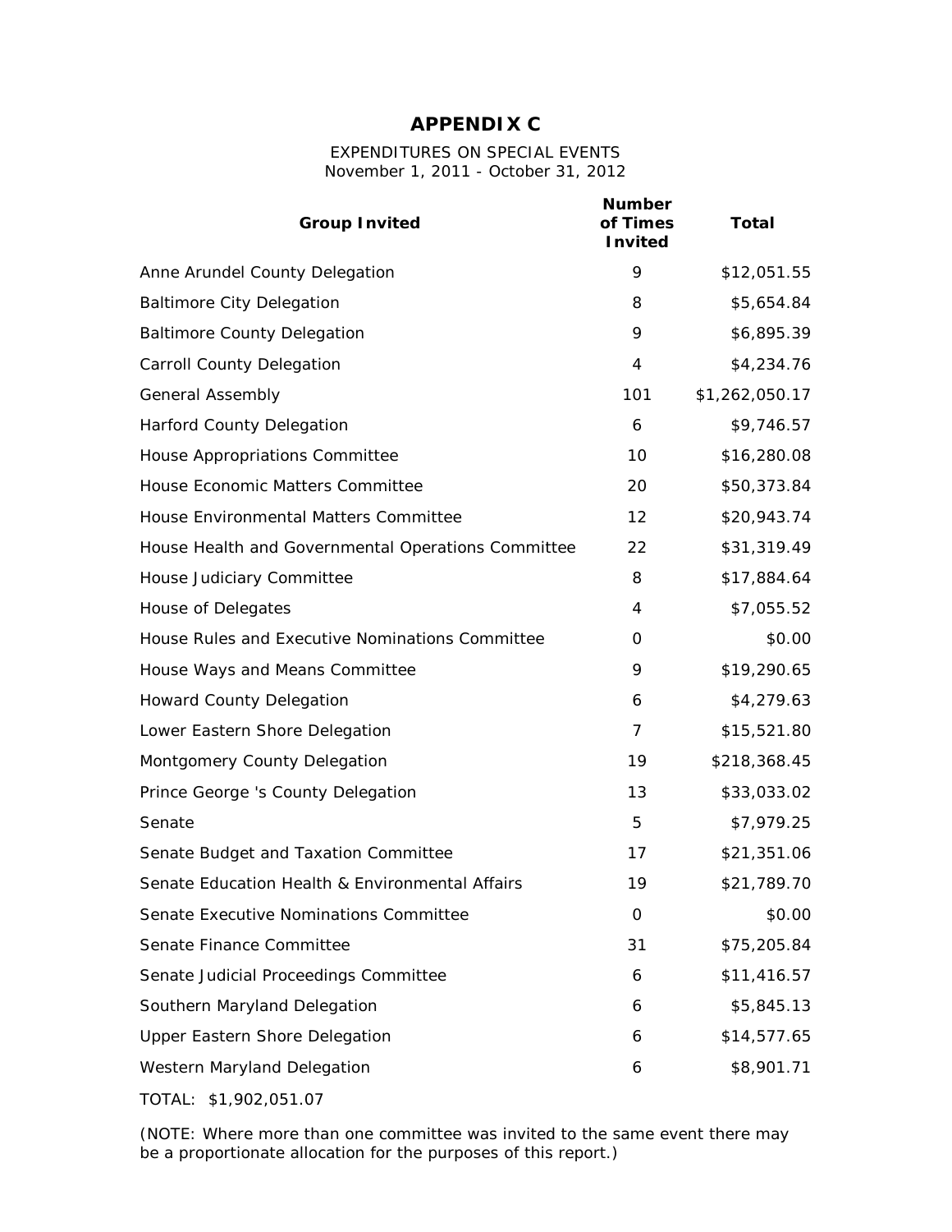# APPENDIX C

EXPENDITURES ON SPECIAL EVENTS
November 1, 2011 - October 31, 2012

| Group Invited | Number of Times Invited | Total |
|---|---|---|
| Anne Arundel County Delegation | 9 | $12,051.55 |
| Baltimore City Delegation | 8 | $5,654.84 |
| Baltimore County Delegation | 9 | $6,895.39 |
| Carroll County Delegation | 4 | $4,234.76 |
| General Assembly | 101 | $1,262,050.17 |
| Harford County Delegation | 6 | $9,746.57 |
| House Appropriations Committee | 10 | $16,280.08 |
| House Economic Matters Committee | 20 | $50,373.84 |
| House Environmental Matters Committee | 12 | $20,943.74 |
| House Health and Governmental Operations Committee | 22 | $31,319.49 |
| House Judiciary Committee | 8 | $17,884.64 |
| House of Delegates | 4 | $7,055.52 |
| House Rules and Executive Nominations Committee | 0 | $0.00 |
| House Ways and Means Committee | 9 | $19,290.65 |
| Howard County Delegation | 6 | $4,279.63 |
| Lower Eastern Shore Delegation | 7 | $15,521.80 |
| Montgomery County Delegation | 19 | $218,368.45 |
| Prince George 's County Delegation | 13 | $33,033.02 |
| Senate | 5 | $7,979.25 |
| Senate Budget and Taxation Committee | 17 | $21,351.06 |
| Senate Education Health & Environmental Affairs | 19 | $21,789.70 |
| Senate Executive Nominations Committee | 0 | $0.00 |
| Senate Finance Committee | 31 | $75,205.84 |
| Senate Judicial Proceedings Committee | 6 | $11,416.57 |
| Southern Maryland Delegation | 6 | $5,845.13 |
| Upper Eastern Shore Delegation | 6 | $14,577.65 |
| Western Maryland Delegation | 6 | $8,901.71 |

TOTAL: $1,902,051.07

(NOTE: Where more than one committee was invited to the same event there may be a proportionate allocation for the purposes of this report.)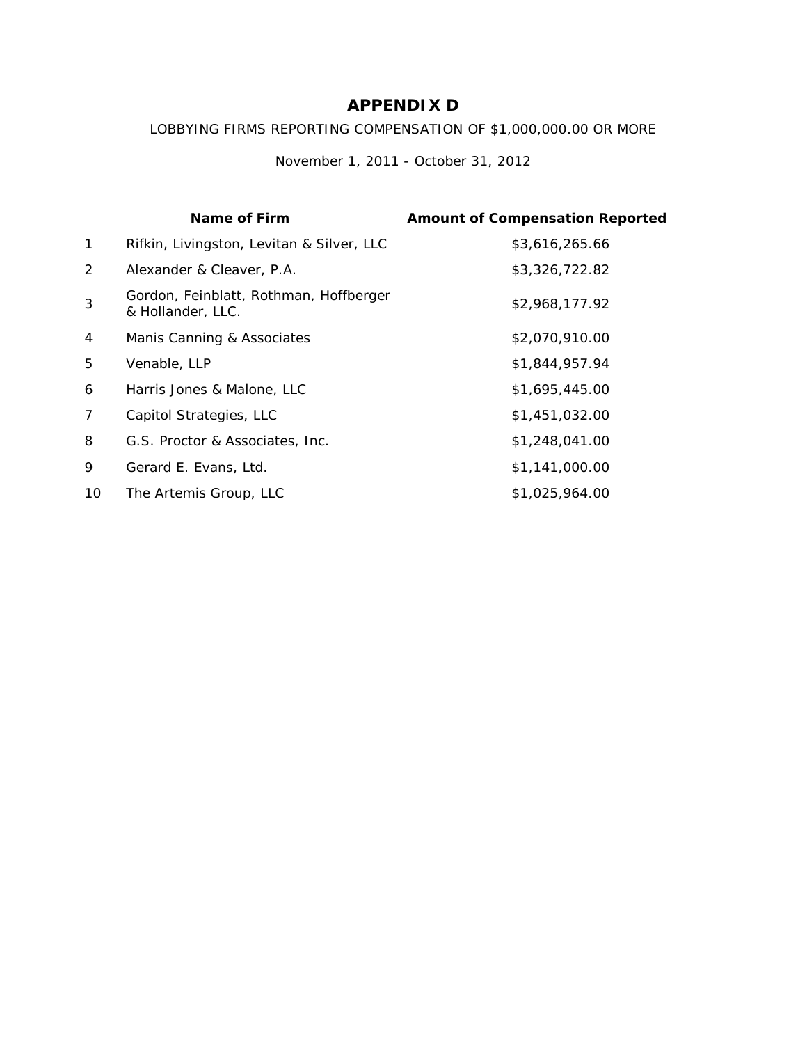# APPENDIX D

LOBBYING FIRMS REPORTING COMPENSATION OF $1,000,000.00 OR MORE

November 1, 2011 - October 31, 2012

| | Name of Firm | Amount of Compensation Reported |
|---|---|---|
| 1 | Rifkin, Livingston, Levitan & Silver, LLC | $3,616,265.66 |
| 2 | Alexander & Cleaver, P.A. | $3,326,722.82 |
| 3 | Gordon, Feinblatt, Rothman, Hoffberger & Hollander, LLC. | $2,968,177.92 |
| 4 | Manis Canning & Associates | $2,070,910.00 |
| 5 | Venable, LLP | $1,844,957.94 |
| 6 | Harris Jones & Malone, LLC | $1,695,445.00 |
| 7 | Capitol Strategies, LLC | $1,451,032.00 |
| 8 | G.S. Proctor & Associates, Inc. | $1,248,041.00 |
| 9 | Gerard E. Evans, Ltd. | $1,141,000.00 |
| 10 | The Artemis Group, LLC | $1,025,964.00 |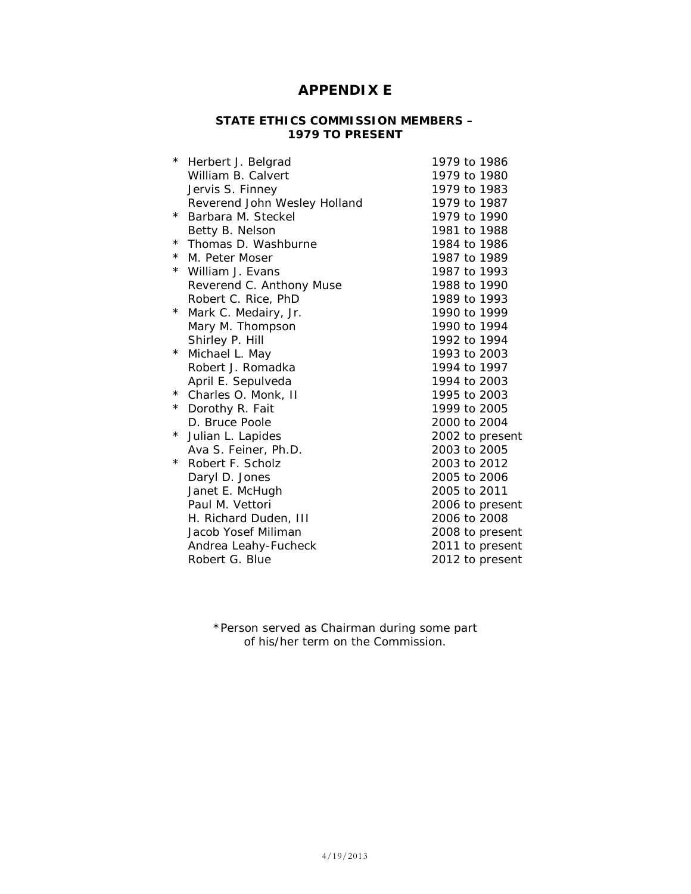# APPENDIX E

## STATE ETHICS COMMISSION MEMBERS – 1979 TO PRESENT

| | | |
|---|---|---|
| * | Herbert J. Belgrad | 1979 to 1986 |
| | William B. Calvert | 1979 to 1980 |
| | Jervis S. Finney | 1979 to 1983 |
| | Reverend John Wesley Holland | 1979 to 1987 |
| * | Barbara M. Steckel | 1979 to 1990 |
| | Betty B. Nelson | 1981 to 1988 |
| * | Thomas D. Washburne | 1984 to 1986 |
| * | M. Peter Moser | 1987 to 1989 |
| * | William J. Evans | 1987 to 1993 |
| | Reverend C. Anthony Muse | 1988 to 1990 |
| | Robert C. Rice, PhD | 1989 to 1993 |
| * | Mark C. Medairy, Jr. | 1990 to 1999 |
| | Mary M. Thompson | 1990 to 1994 |
| | Shirley P. Hill | 1992 to 1994 |
| * | Michael L. May | 1993 to 2003 |
| | Robert J. Romadka | 1994 to 1997 |
| | April E. Sepulveda | 1994 to 2003 |
| * | Charles O. Monk, II | 1995 to 2003 |
| * | Dorothy R. Fait | 1999 to 2005 |
| | D. Bruce Poole | 2000 to 2004 |
| * | Julian L. Lapides | 2002 to present |
| | Ava S. Feiner, Ph.D. | 2003 to 2005 |
| * | Robert F. Scholz | 2003 to 2012 |
| | Daryl D. Jones | 2005 to 2006 |
| | Janet E. McHugh | 2005 to 2011 |
| | Paul M. Vettori | 2006 to present |
| | H. Richard Duden, III | 2006 to 2008 |
| | Jacob Yosef Miliman | 2008 to present |
| | Andrea Leahy-Fucheck | 2011 to present |
| | Robert G. Blue | 2012 to present |

*Person served as Chairman during some part of his/her term on the Commission.

4/19/2013